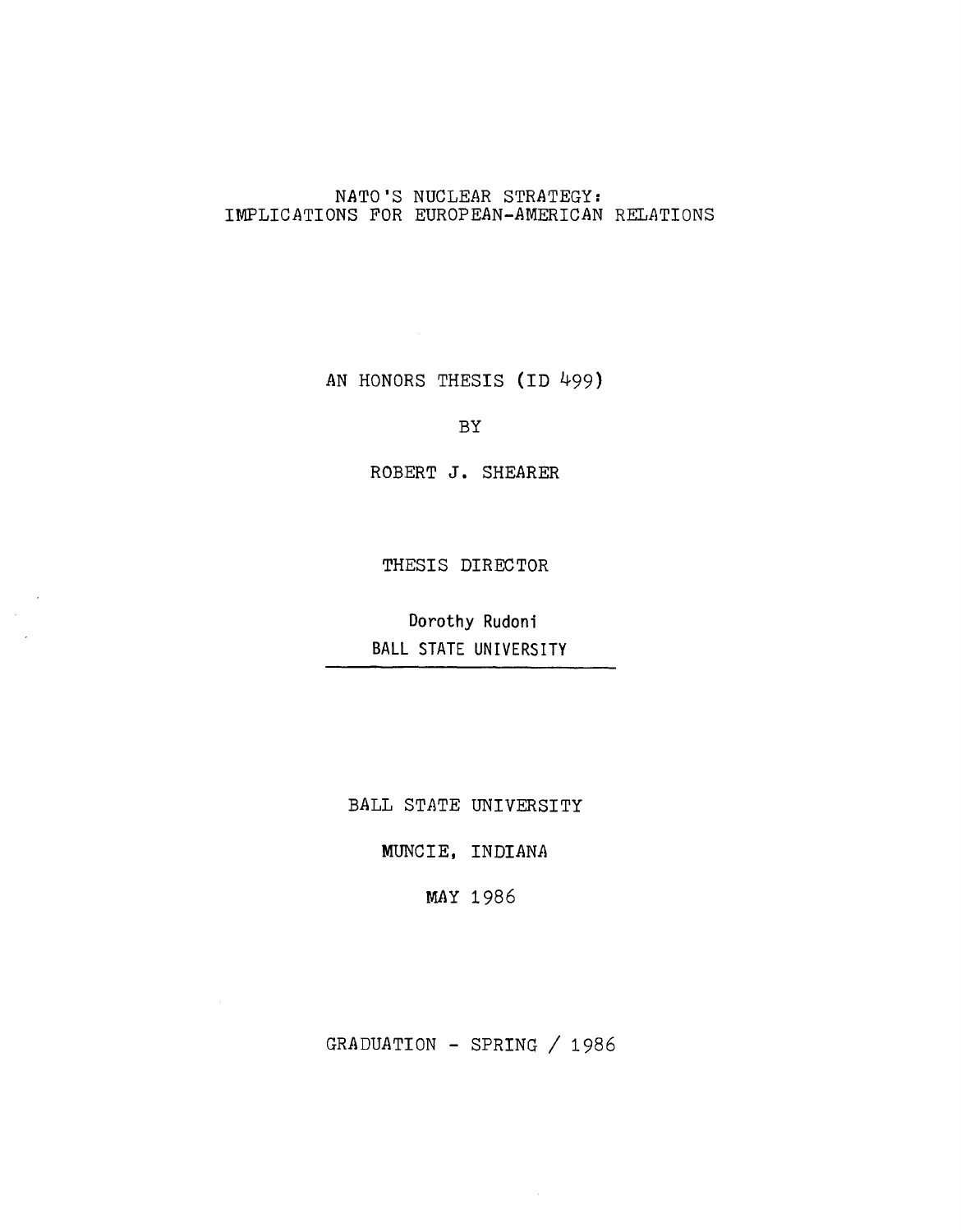# NATO'S NUCLEAR STRATEGY: IMPLICATIONS FOR EUROPEAN-AMERICAN RELATIONS

AN HONORS THESIS (ID 499)

BY

ROBERT J. SHEARER

THESIS DIRECTOR

Dorothy Rudoni
BALL STATE UNIVERSITY

BALL STATE UNIVERSITY

MUNCIE, INDIANA

MAY 1986

GRADUATION - SPRING / 1986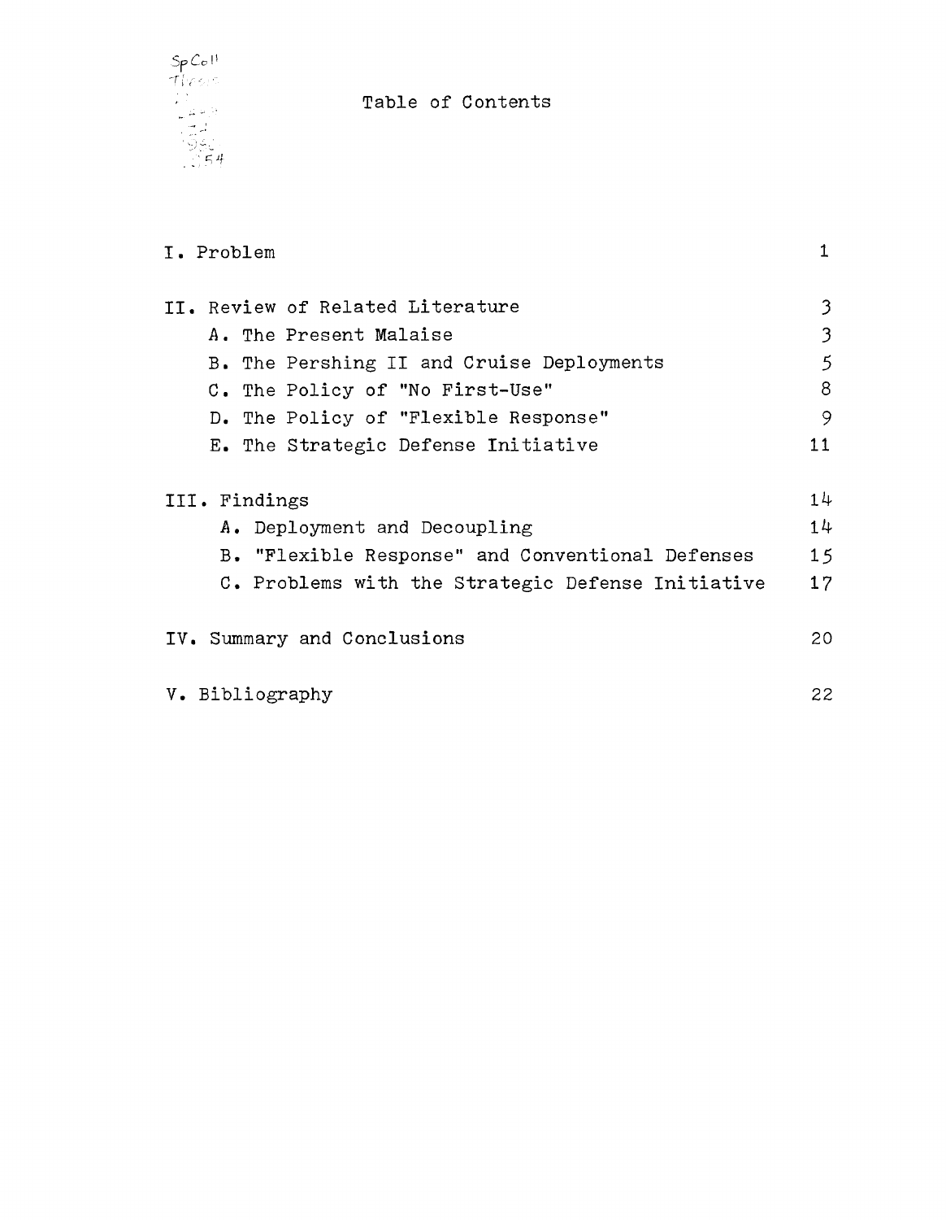# Table of Contents

| | |
|---|---|
| I. Problem | 1 |
| II. Review of Related Literature | 3 |
| A. The Present Malaise | 3 |
| B. The Pershing II and Cruise Deployments | 5 |
| C. The Policy of "No First-Use" | 8 |
| D. The Policy of "Flexible Response" | 9 |
| E. The Strategic Defense Initiative | 11 |
| III. Findings | 14 |
| A. Deployment and Decoupling | 14 |
| B. "Flexible Response" and Conventional Defenses | 15 |
| C. Problems with the Strategic Defense Initiative | 17 |
| IV. Summary and Conclusions | 20 |
| V. Bibliography | 22 |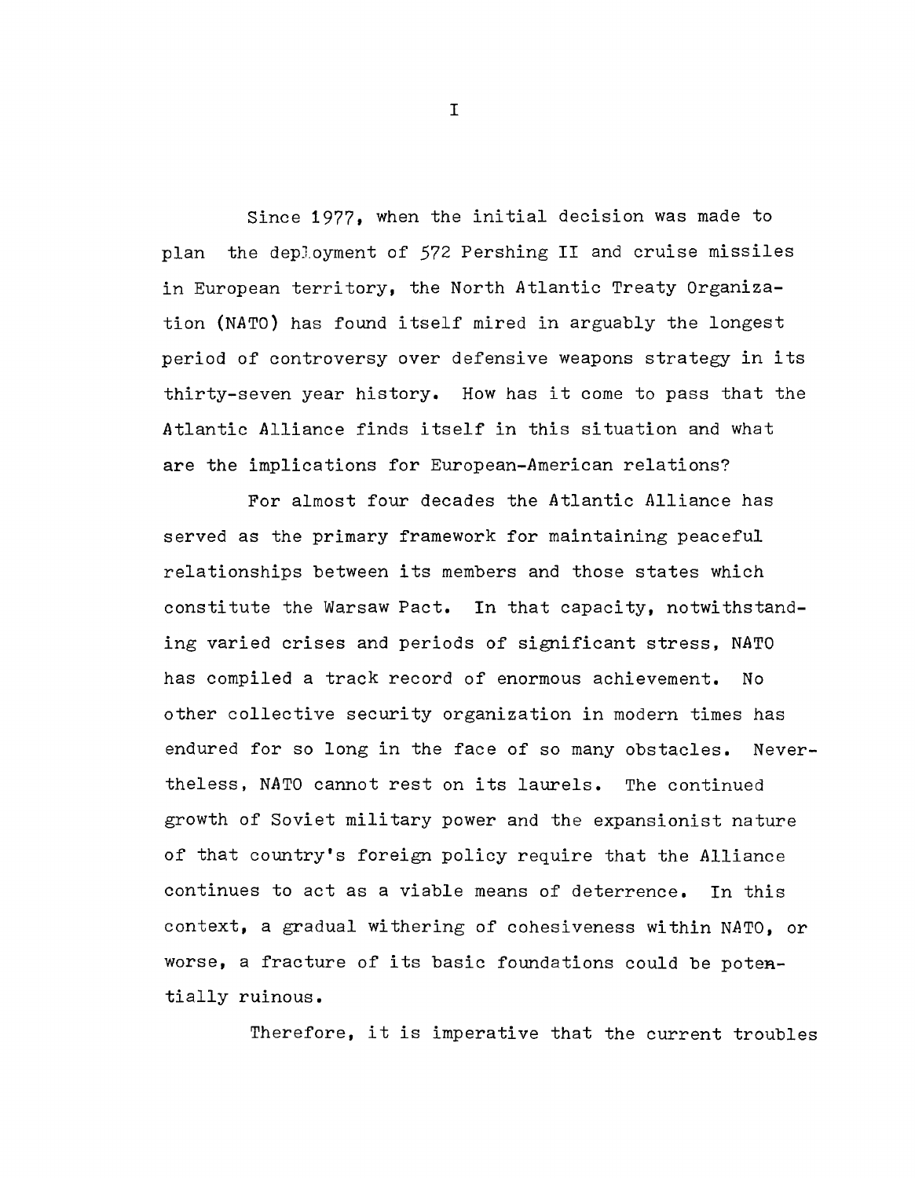# I

Since 1977, when the initial decision was made to plan the deployment of 572 Pershing II and cruise missiles in European territory, the North Atlantic Treaty Organization (NATO) has found itself mired in arguably the longest period of controversy over defensive weapons strategy in its thirty-seven year history. How has it come to pass that the Atlantic Alliance finds itself in this situation and what are the implications for European-American relations?

For almost four decades the Atlantic Alliance has served as the primary framework for maintaining peaceful relationships between its members and those states which constitute the Warsaw Pact. In that capacity, notwithstanding varied crises and periods of significant stress, NATO has compiled a track record of enormous achievement. No other collective security organization in modern times has endured for so long in the face of so many obstacles. Nevertheless, NATO cannot rest on its laurels. The continued growth of Soviet military power and the expansionist nature of that country's foreign policy require that the Alliance continues to act as a viable means of deterrence. In this context, a gradual withering of cohesiveness within NATO, or worse, a fracture of its basic foundations could be potentially ruinous.

Therefore, it is imperative that the current troubles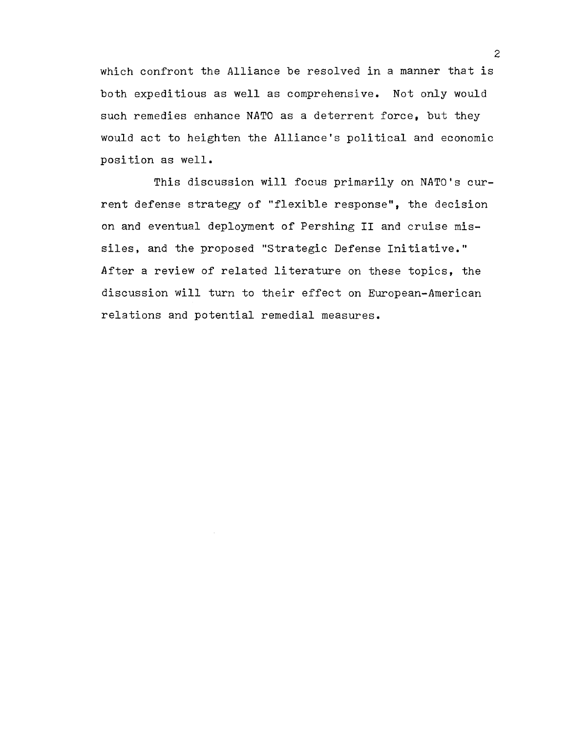which confront the Alliance be resolved in a manner that is both expeditious as well as comprehensive. Not only would such remedies enhance NATO as a deterrent force, but they would act to heighten the Alliance's political and economic position as well.

This discussion will focus primarily on NATO's current defense strategy of "flexible response", the decision on and eventual deployment of Pershing II and cruise missiles, and the proposed "Strategic Defense Initiative." After a review of related literature on these topics, the discussion will turn to their effect on European-American relations and potential remedial measures.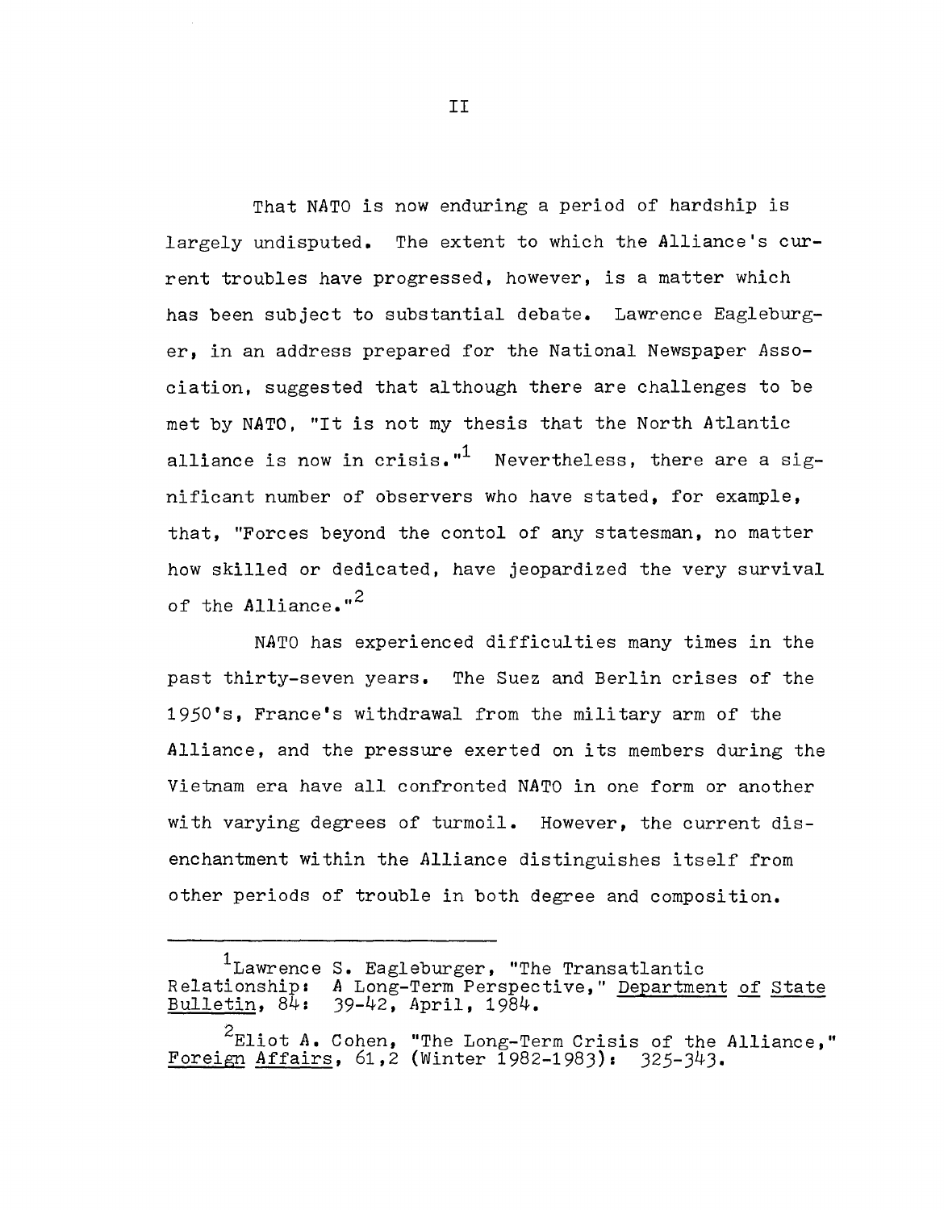# II

That NATO is now enduring a period of hardship is largely undisputed. The extent to which the Alliance's current troubles have progressed, however, is a matter which has been subject to substantial debate. Lawrence Eagleburger, in an address prepared for the National Newspaper Association, suggested that although there are challenges to be met by NATO, "It is not my thesis that the North Atlantic alliance is now in crisis."[1] Nevertheless, there are a significant number of observers who have stated, for example, that, "Forces beyond the contol of any statesman, no matter how skilled or dedicated, have jeopardized the very survival of the Alliance."[2]

NATO has experienced difficulties many times in the past thirty-seven years. The Suez and Berlin crises of the 1950's, France's withdrawal from the military arm of the Alliance, and the pressure exerted on its members during the Vietnam era have all confronted NATO in one form or another with varying degrees of turmoil. However, the current disenchantment within the Alliance distinguishes itself from other periods of trouble in both degree and composition.

---

[1] Lawrence S. Eagleburger, "The Transatlantic Relationship: A Long-Term Perspective," Department of State Bulletin, 84: 39-42, April, 1984.

[2] Eliot A. Cohen, "The Long-Term Crisis of the Alliance," Foreign Affairs, 61,2 (Winter 1982-1983): 325-343.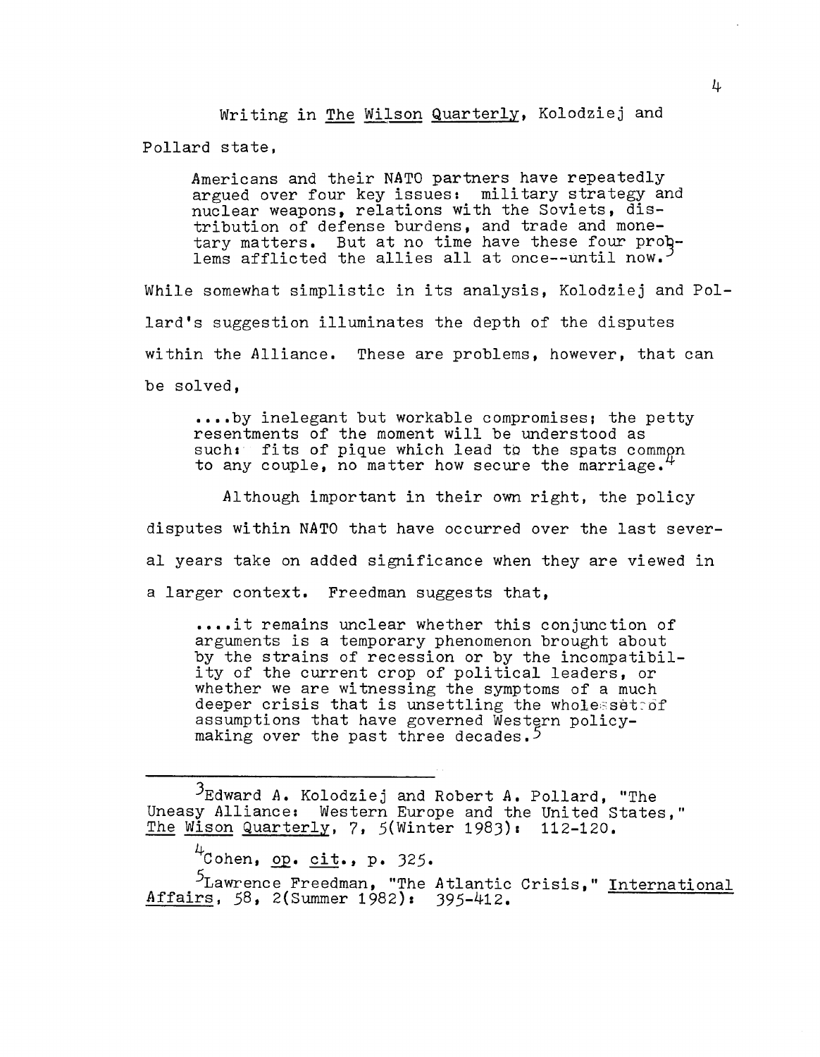Writing in The Wilson Quarterly, Kolodziej and Pollard state,

> Americans and their NATO partners have repeatedly argued over four key issues: military strategy and nuclear weapons, relations with the Soviets, distribution of defense burdens, and trade and monetary matters. But at no time have these four problems afflicted the allies all at once--until now.[3]

While somewhat simplistic in its analysis, Kolodziej and Pollard's suggestion illuminates the depth of the disputes within the Alliance. These are problems, however, that can be solved,

> ....by inelegant but workable compromises; the petty resentments of the moment will be understood as such: fits of pique which lead to the spats common to any couple, no matter how secure the marriage.[4]

Although important in their own right, the policy disputes within NATO that have occurred over the last several years take on added significance when they are viewed in a larger context. Freedman suggests that,

> ....it remains unclear whether this conjunction of arguments is a temporary phenomenon brought about by the strains of recession or by the incompatibility of the current crop of political leaders, or whether we are witnessing the symptoms of a much deeper crisis that is unsettling the whole set of assumptions that have governed Western policy-making over the past three decades.[5]

---

[3]Edward A. Kolodziej and Robert A. Pollard, "The Uneasy Alliance: Western Europe and the United States," The Wison Quarterly, 7, 5(Winter 1983): 112-120.

[4]Cohen, op. cit., p. 325.

[5]Lawrence Freedman, "The Atlantic Crisis," International Affairs, 58, 2(Summer 1982): 395-412.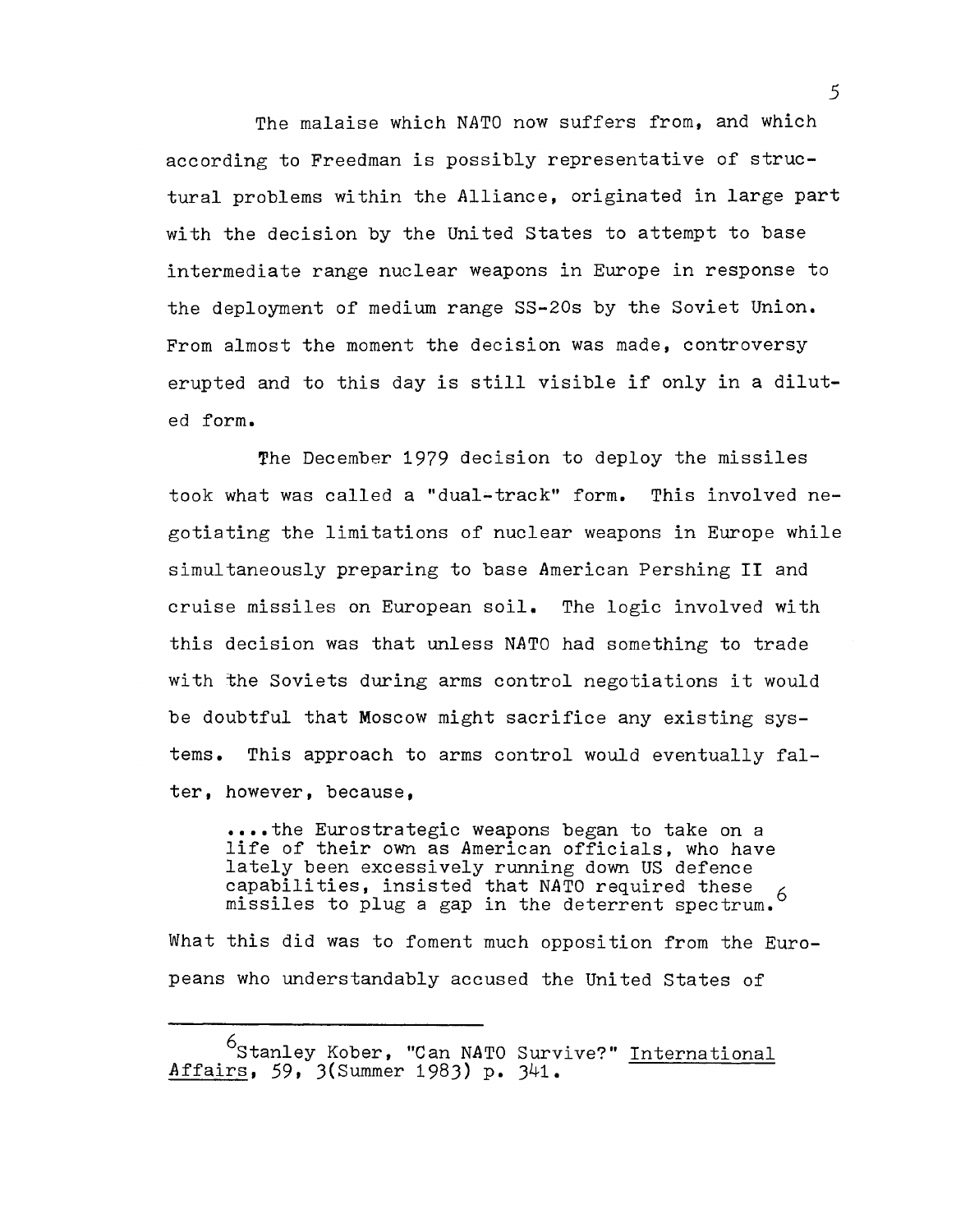The malaise which NATO now suffers from, and which according to Freedman is possibly representative of structural problems within the Alliance, originated in large part with the decision by the United States to attempt to base intermediate range nuclear weapons in Europe in response to the deployment of medium range SS-20s by the Soviet Union. From almost the moment the decision was made, controversy erupted and to this day is still visible if only in a diluted form.

The December 1979 decision to deploy the missiles took what was called a "dual-track" form. This involved negotiating the limitations of nuclear weapons in Europe while simultaneously preparing to base American Pershing II and cruise missiles on European soil. The logic involved with this decision was that unless NATO had something to trade with the Soviets during arms control negotiations it would be doubtful that Moscow might sacrifice any existing systems. This approach to arms control would eventually falter, however, because,

> ....the Eurostrategic weapons began to take on a life of their own as American officials, who have lately been excessively running down US defence capabilities, insisted that NATO required these missiles to plug a gap in the deterrent spectrum.[6]

What this did was to foment much opposition from the Europeans who understandably accused the United States of

---

[6] Stanley Kober, "Can NATO Survive?" International Affairs, 59, 3(Summer 1983) p. 341.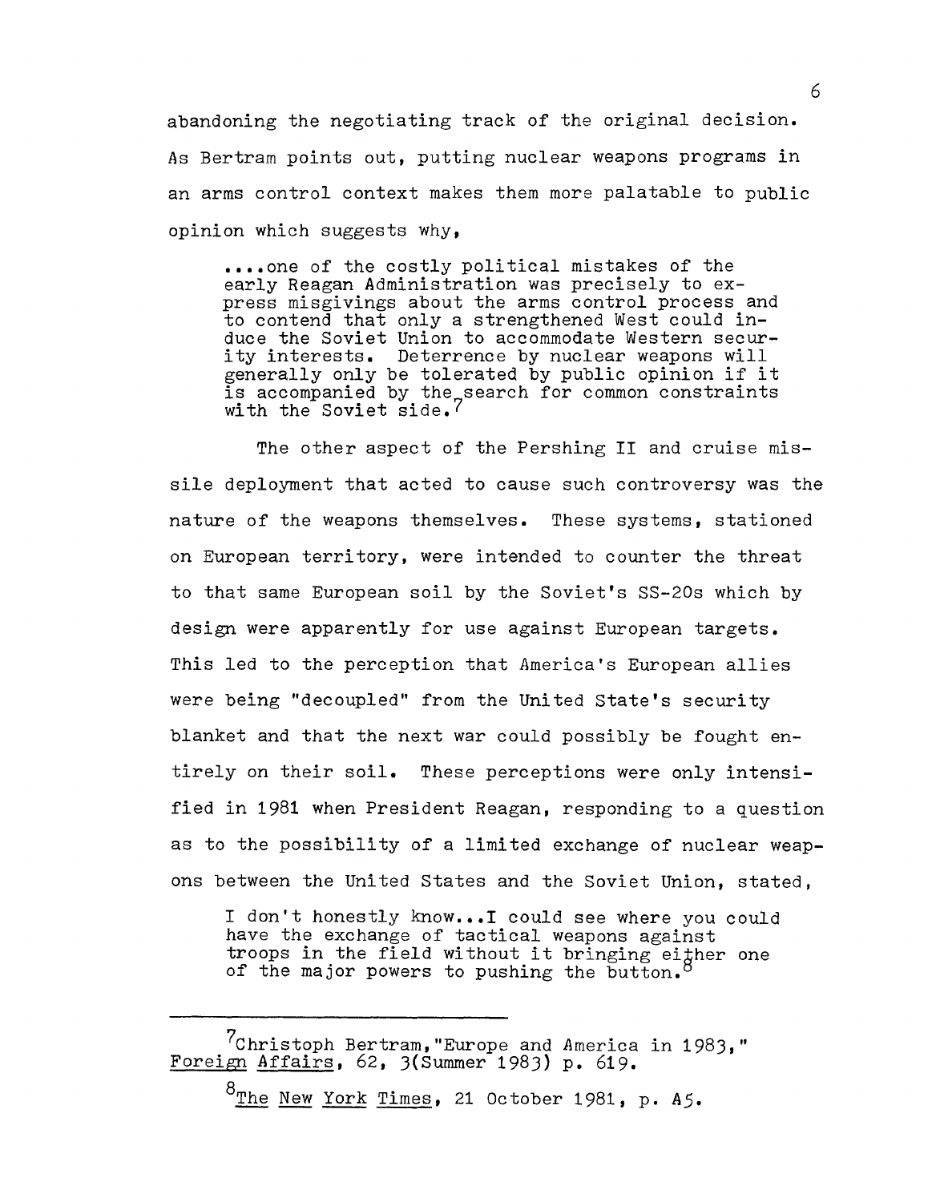abandoning the negotiating track of the original decision. As Bertram points out, putting nuclear weapons programs in an arms control context makes them more palatable to public opinion which suggests why,

> ....one of the costly political mistakes of the early Reagan Administration was precisely to express misgivings about the arms control process and to contend that only a strengthened West could induce the Soviet Union to accommodate Western security interests. Deterrence by nuclear weapons will generally only be tolerated by public opinion if it is accompanied by the search for common constraints with the Soviet side.[7]

The other aspect of the Pershing II and cruise missile deployment that acted to cause such controversy was the nature of the weapons themselves. These systems, stationed on European territory, were intended to counter the threat to that same European soil by the Soviet's SS-20s which by design were apparently for use against European targets. This led to the perception that America's European allies were being "decoupled" from the United State's security blanket and that the next war could possibly be fought entirely on their soil. These perceptions were only intensified in 1981 when President Reagan, responding to a question as to the possibility of a limited exchange of nuclear weapons between the United States and the Soviet Union, stated,

> I don't honestly know...I could see where you could have the exchange of tactical weapons against troops in the field without it bringing either one of the major powers to pushing the button.[8]

---

[7] Christoph Bertram, "Europe and America in 1983," Foreign Affairs, 62, 3(Summer 1983) p. 619.

[8] The New York Times, 21 October 1981, p. A5.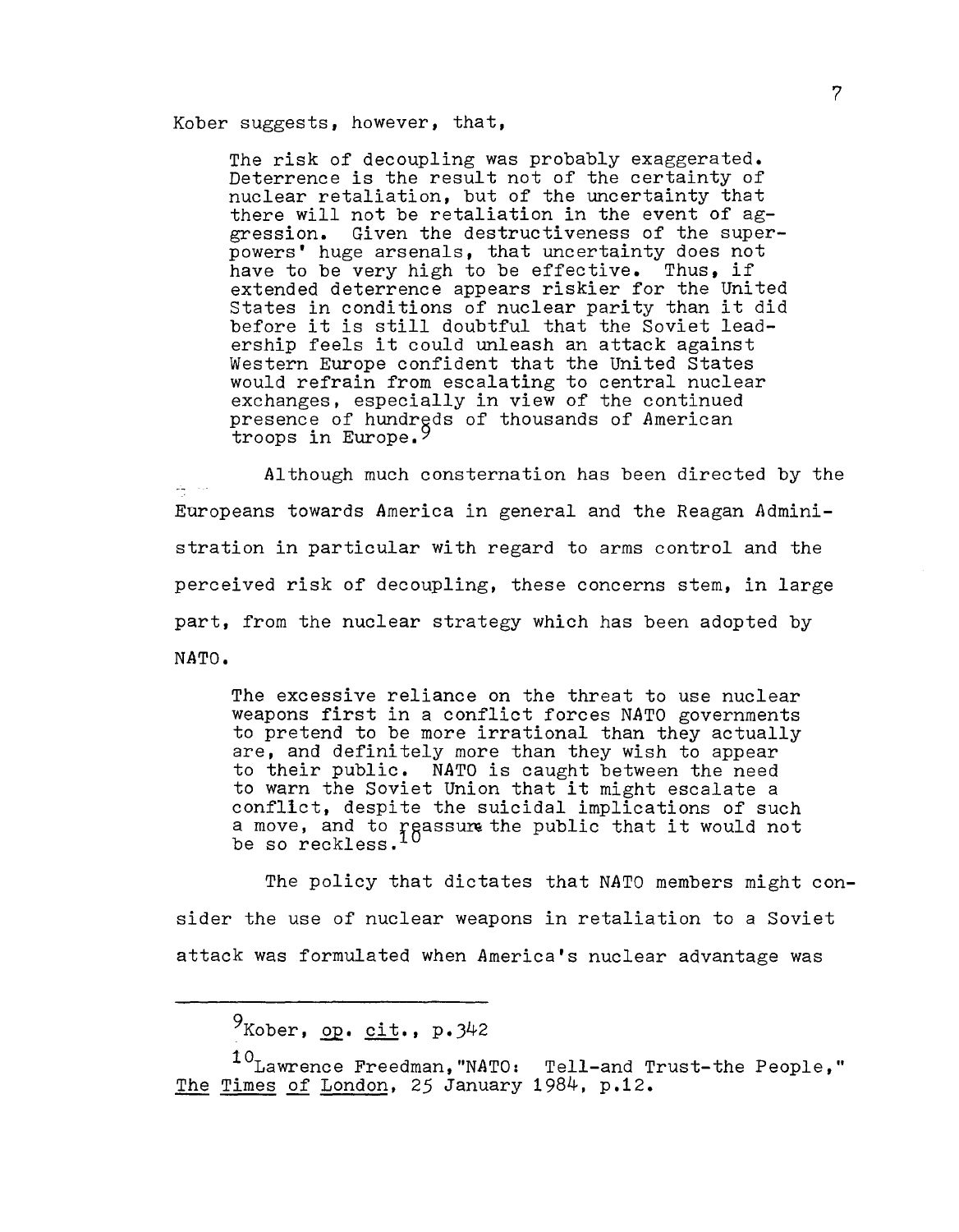Kober suggests, however, that,

> The risk of decoupling was probably exaggerated. Deterrence is the result not of the certainty of nuclear retaliation, but of the uncertainty that there will not be retaliation in the event of aggression. Given the destructiveness of the superpowers' huge arsenals, that uncertainty does not have to be very high to be effective. Thus, if extended deterrence appears riskier for the United States in conditions of nuclear parity than it did before it is still doubtful that the Soviet leadership feels it could unleash an attack against Western Europe confident that the United States would refrain from escalating to central nuclear exchanges, especially in view of the continued presence of hundreds of thousands of American troops in Europe.[9]

Although much consternation has been directed by the Europeans towards America in general and the Reagan Administration in particular with regard to arms control and the perceived risk of decoupling, these concerns stem, in large part, from the nuclear strategy which has been adopted by NATO.

> The excessive reliance on the threat to use nuclear weapons first in a conflict forces NATO governments to pretend to be more irrational than they actually are, and definitely more than they wish to appear to their public. NATO is caught between the need to warn the Soviet Union that it might escalate a conflict, despite the suicidal implications of such a move, and to reassure the public that it would not be so reckless.[10]

The policy that dictates that NATO members might consider the use of nuclear weapons in retaliation to a Soviet attack was formulated when America's nuclear advantage was

---

[9] Kober, op. cit., p.342

[10] Lawrence Freedman, "NATO: Tell-and Trust-the People," The Times of London, 25 January 1984, p.12.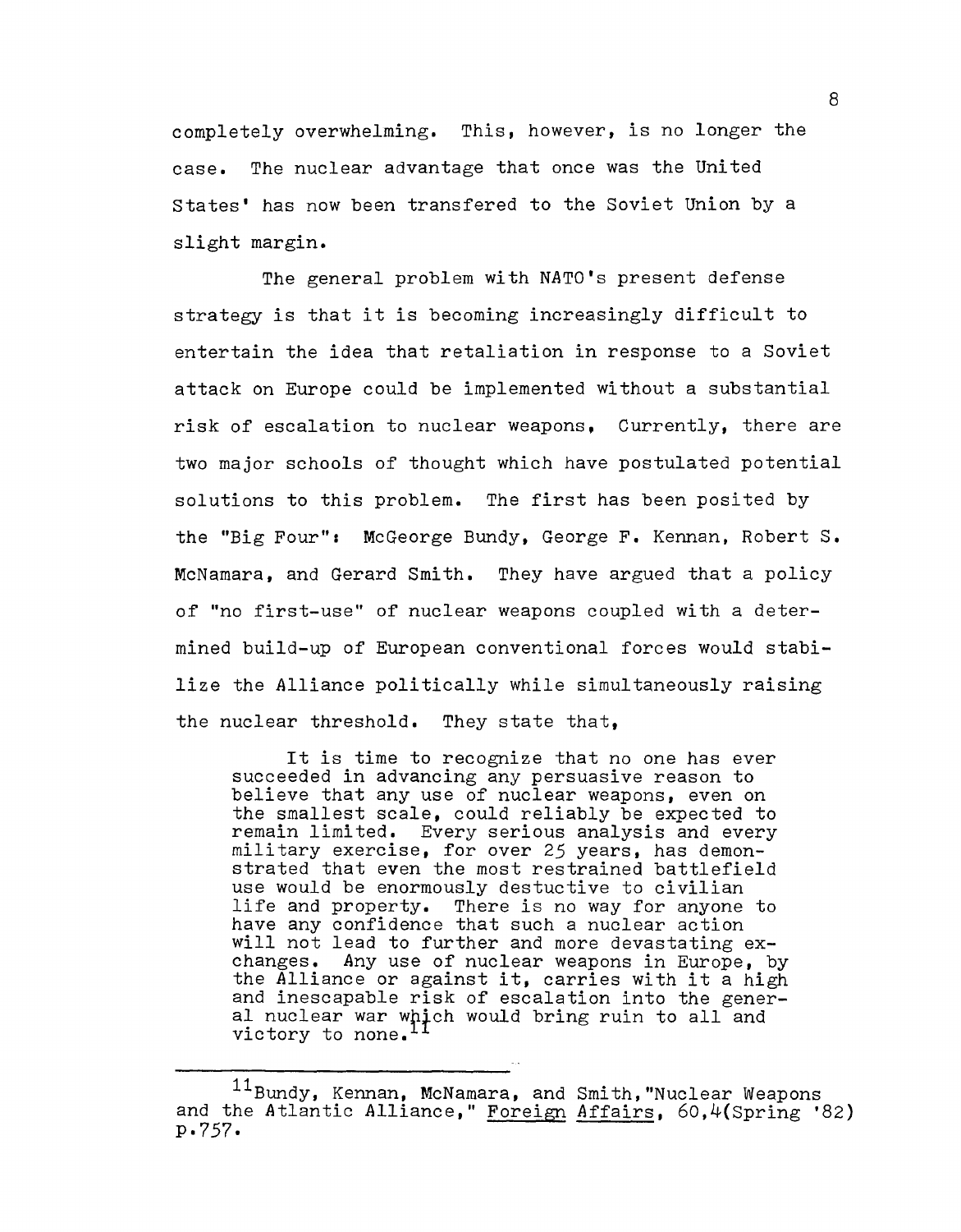completely overwhelming. This, however, is no longer the case. The nuclear advantage that once was the United States' has now been transfered to the Soviet Union by a slight margin.

The general problem with NATO's present defense strategy is that it is becoming increasingly difficult to entertain the idea that retaliation in response to a Soviet attack on Europe could be implemented without a substantial risk of escalation to nuclear weapons, Currently, there are two major schools of thought which have postulated potential solutions to this problem. The first has been posited by the "Big Four": McGeorge Bundy, George F. Kennan, Robert S. McNamara, and Gerard Smith. They have argued that a policy of "no first-use" of nuclear weapons coupled with a determined build-up of European conventional forces would stabilize the Alliance politically while simultaneously raising the nuclear threshold. They state that,

> It is time to recognize that no one has ever succeeded in advancing any persuasive reason to believe that any use of nuclear weapons, even on the smallest scale, could reliably be expected to remain limited. Every serious analysis and every military exercise, for over 25 years, has demonstrated that even the most restrained battlefield use would be enormously destuctive to civilian life and property. There is no way for anyone to have any confidence that such a nuclear action will not lead to further and more devastating exchanges. Any use of nuclear weapons in Europe, by the Alliance or against it, carries with it a high and inescapable risk of escalation into the general nuclear war which would bring ruin to all and victory to none.[11]

---

[11] Bundy, Kennan, McNamara, and Smith, "Nuclear Weapons and the Atlantic Alliance," Foreign Affairs, 60,4(Spring '82) p.757.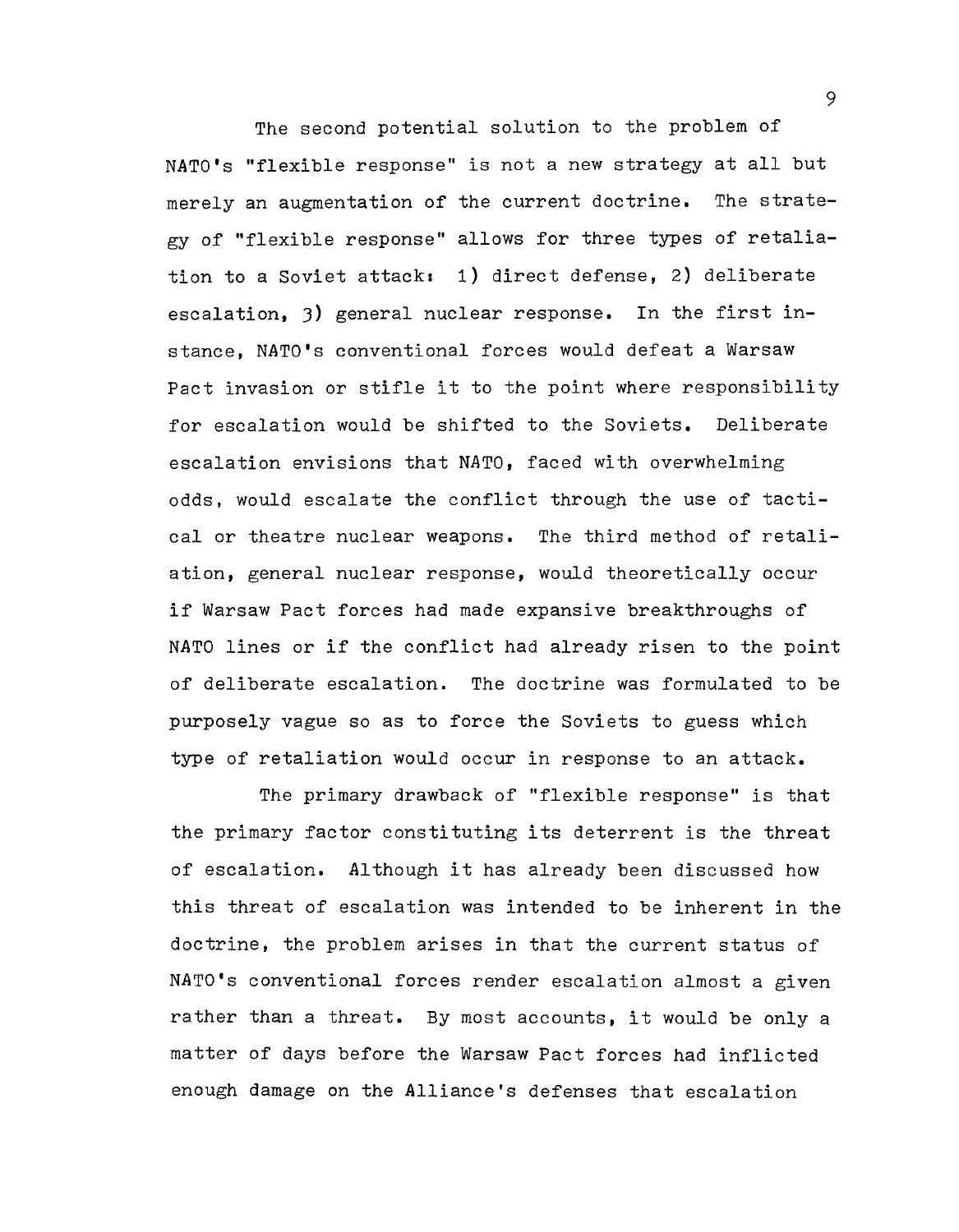The second potential solution to the problem of NATO's "flexible response" is not a new strategy at all but merely an augmentation of the current doctrine. The strategy of "flexible response" allows for three types of retaliation to a Soviet attack: 1) direct defense, 2) deliberate escalation, 3) general nuclear response. In the first instance, NATO's conventional forces would defeat a Warsaw Pact invasion or stifle it to the point where responsibility for escalation would be shifted to the Soviets. Deliberate escalation envisions that NATO, faced with overwhelming odds, would escalate the conflict through the use of tactical or theatre nuclear weapons. The third method of retaliation, general nuclear response, would theoretically occur if Warsaw Pact forces had made expansive breakthroughs of NATO lines or if the conflict had already risen to the point of deliberate escalation. The doctrine was formulated to be purposely vague so as to force the Soviets to guess which type of retaliation would occur in response to an attack.

The primary drawback of "flexible response" is that the primary factor constituting its deterrent is the threat of escalation. Although it has already been discussed how this threat of escalation was intended to be inherent in the doctrine, the problem arises in that the current status of NATO's conventional forces render escalation almost a given rather than a threat. By most accounts, it would be only a matter of days before the Warsaw Pact forces had inflicted enough damage on the Alliance's defenses that escalation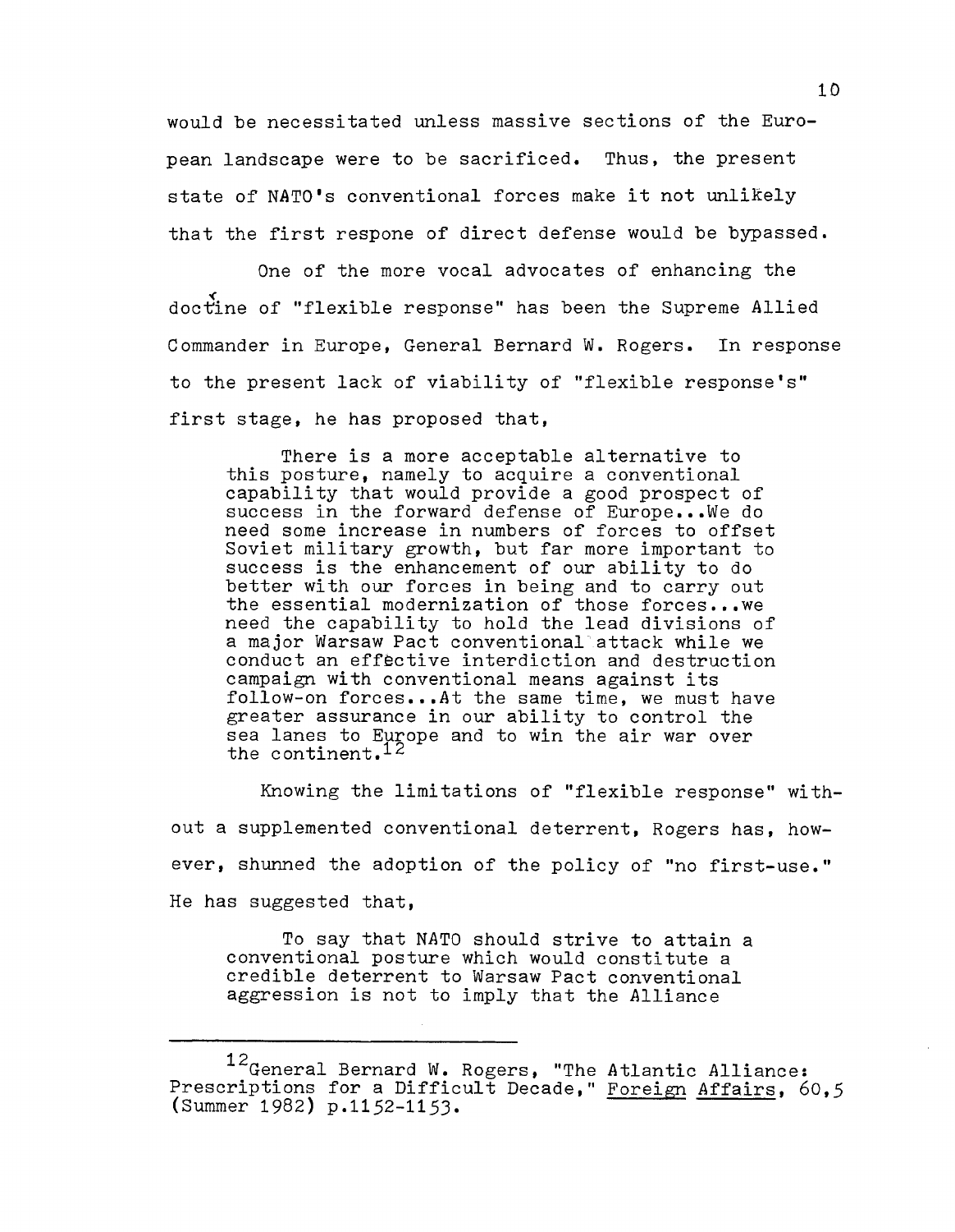would be necessitated unless massive sections of the European landscape were to be sacrificed. Thus, the present state of NATO's conventional forces make it not unlikely that the first respone of direct defense would be bypassed.

One of the more vocal advocates of enhancing the doctine of "flexible response" has been the Supreme Allied Commander in Europe, General Bernard W. Rogers. In response to the present lack of viability of "flexible response's" first stage, he has proposed that,

> There is a more acceptable alternative to this posture, namely to acquire a conventional capability that would provide a good prospect of success in the forward defense of Europe...We do need some increase in numbers of forces to offset Soviet military growth, but far more important to success is the enhancement of our ability to do better with our forces in being and to carry out the essential modernization of those forces...we need the capability to hold the lead divisions of a major Warsaw Pact conventional attack while we conduct an effective interdiction and destruction campaign with conventional means against its follow-on forces...At the same time, we must have greater assurance in our ability to control the sea lanes to Europe and to win the air war over the continent.[12]

Knowing the limitations of "flexible response" without a supplemented conventional deterrent, Rogers has, however, shunned the adoption of the policy of "no first-use." He has suggested that,

> To say that NATO should strive to attain a conventional posture which would constitute a credible deterrent to Warsaw Pact conventional aggression is not to imply that the Alliance

---

[12]General Bernard W. Rogers, "The Atlantic Alliance: Prescriptions for a Difficult Decade," Foreign Affairs, 60,5 (Summer 1982) p.1152-1153.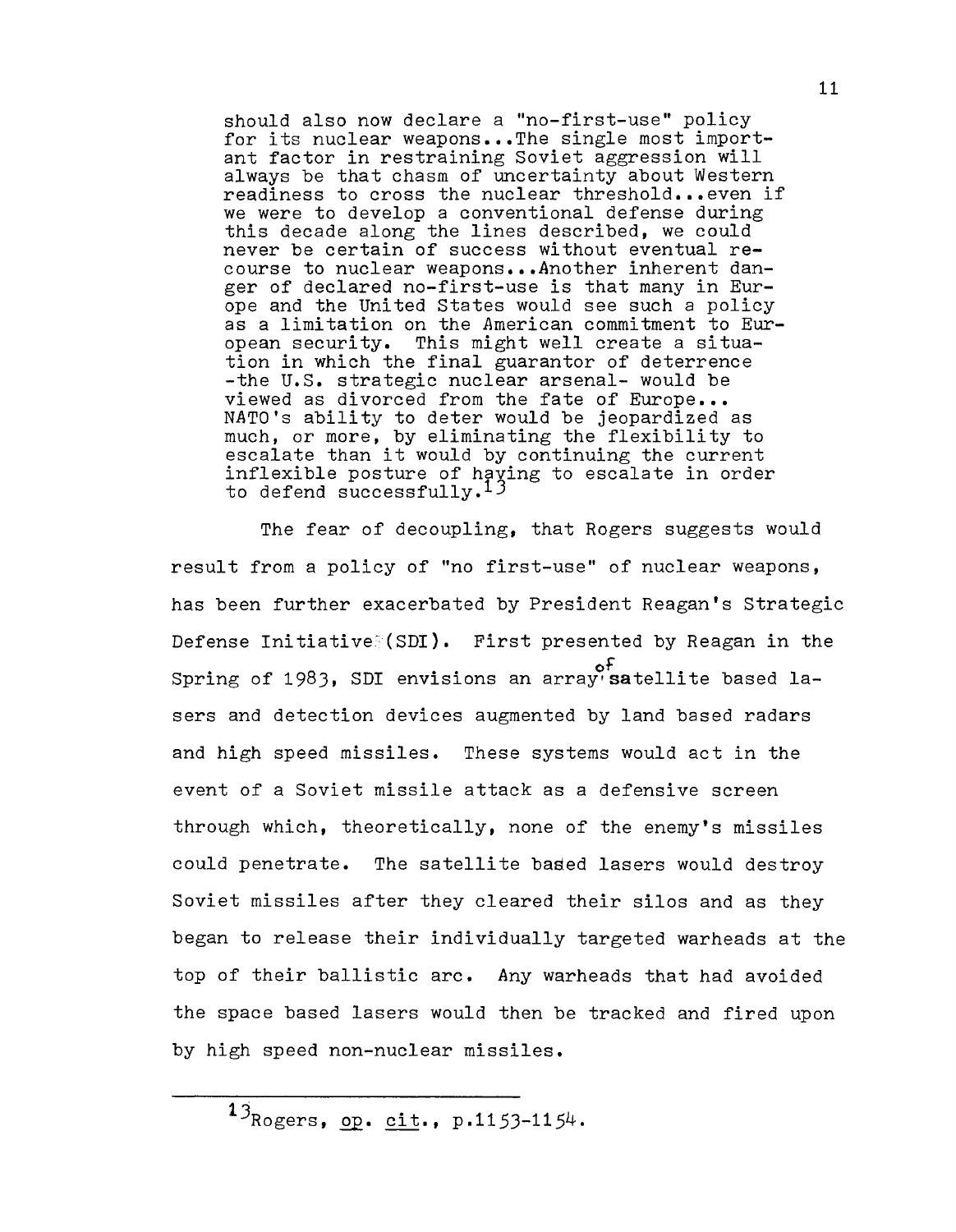> should also now declare a "no-first-use" policy for its nuclear weapons...The single most important factor in restraining Soviet aggression will always be that chasm of uncertainty about Western readiness to cross the nuclear threshold...even if we were to develop a conventional defense during this decade along the lines described, we could never be certain of success without eventual recourse to nuclear weapons...Another inherent danger of declared no-first-use is that many in Europe and the United States would see such a policy as a limitation on the American commitment to European security. This might well create a situation in which the final guarantor of deterrence -the U.S. strategic nuclear arsenal- would be viewed as divorced from the fate of Europe... NATO's ability to deter would be jeopardized as much, or more, by eliminating the flexibility to escalate than it would by continuing the current inflexible posture of having to escalate in order to defend successfully.[13]

The fear of decoupling, that Rogers suggests would result from a policy of "no first-use" of nuclear weapons, has been further exacerbated by President Reagan's Strategic Defense Initiative (SDI). First presented by Reagan in the Spring of 1983, SDI envisions an array of satellite based lasers and detection devices augmented by land based radars and high speed missiles. These systems would act in the event of a Soviet missile attack as a defensive screen through which, theoretically, none of the enemy's missiles could penetrate. The satellite based lasers would destroy Soviet missiles after they cleared their silos and as they began to release their individually targeted warheads at the top of their ballistic arc. Any warheads that had avoided the space based lasers would then be tracked and fired upon by high speed non-nuclear missiles.

---

[13] Rogers, op. cit., p.1153-1154.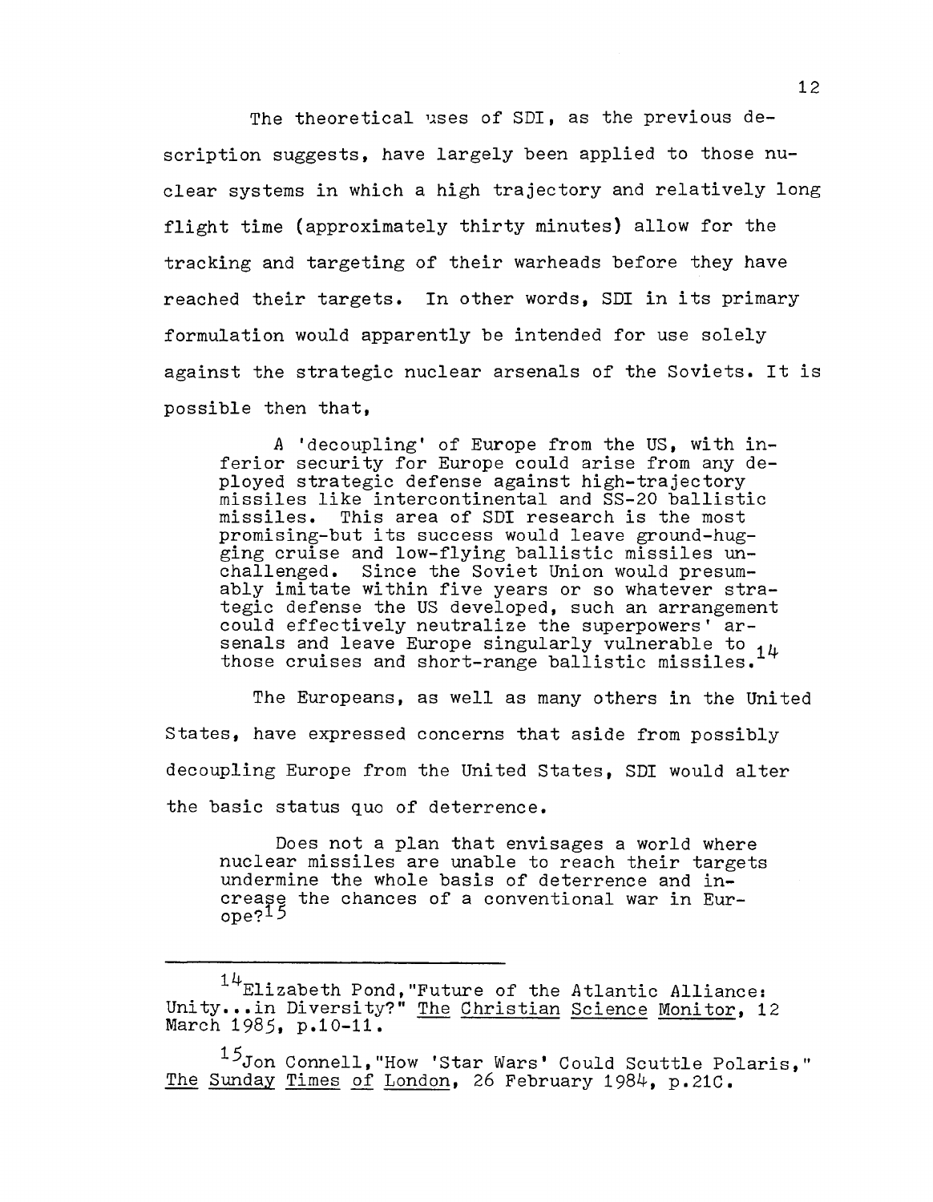The theoretical uses of SDI, as the previous description suggests, have largely been applied to those nuclear systems in which a high trajectory and relatively long flight time (approximately thirty minutes) allow for the tracking and targeting of their warheads before they have reached their targets. In other words, SDI in its primary formulation would apparently be intended for use solely against the strategic nuclear arsenals of the Soviets. It is possible then that,

> A 'decoupling' of Europe from the US, with inferior security for Europe could arise from any deployed strategic defense against high-trajectory missiles like intercontinental and SS-20 ballistic missiles. This area of SDI research is the most promising-but its success would leave ground-hugging cruise and low-flying ballistic missiles unchallenged. Since the Soviet Union would presumably imitate within five years or so whatever strategic defense the US developed, such an arrangement could effectively neutralize the superpowers' arsenals and leave Europe singularly vulnerable to those cruises and short-range ballistic missiles.[14]

The Europeans, as well as many others in the United States, have expressed concerns that aside from possibly decoupling Europe from the United States, SDI would alter the basic status quo of deterrence.

> Does not a plan that envisages a world where nuclear missiles are unable to reach their targets undermine the whole basis of deterrence and increase the chances of a conventional war in Europe?[15]

---

[14] Elizabeth Pond, "Future of the Atlantic Alliance: Unity...in Diversity?" The Christian Science Monitor, 12 March 1985, p.10-11.

[15] Jon Connell, "How 'Star Wars' Could Scuttle Polaris," The Sunday Times of London, 26 February 1984, p.21C.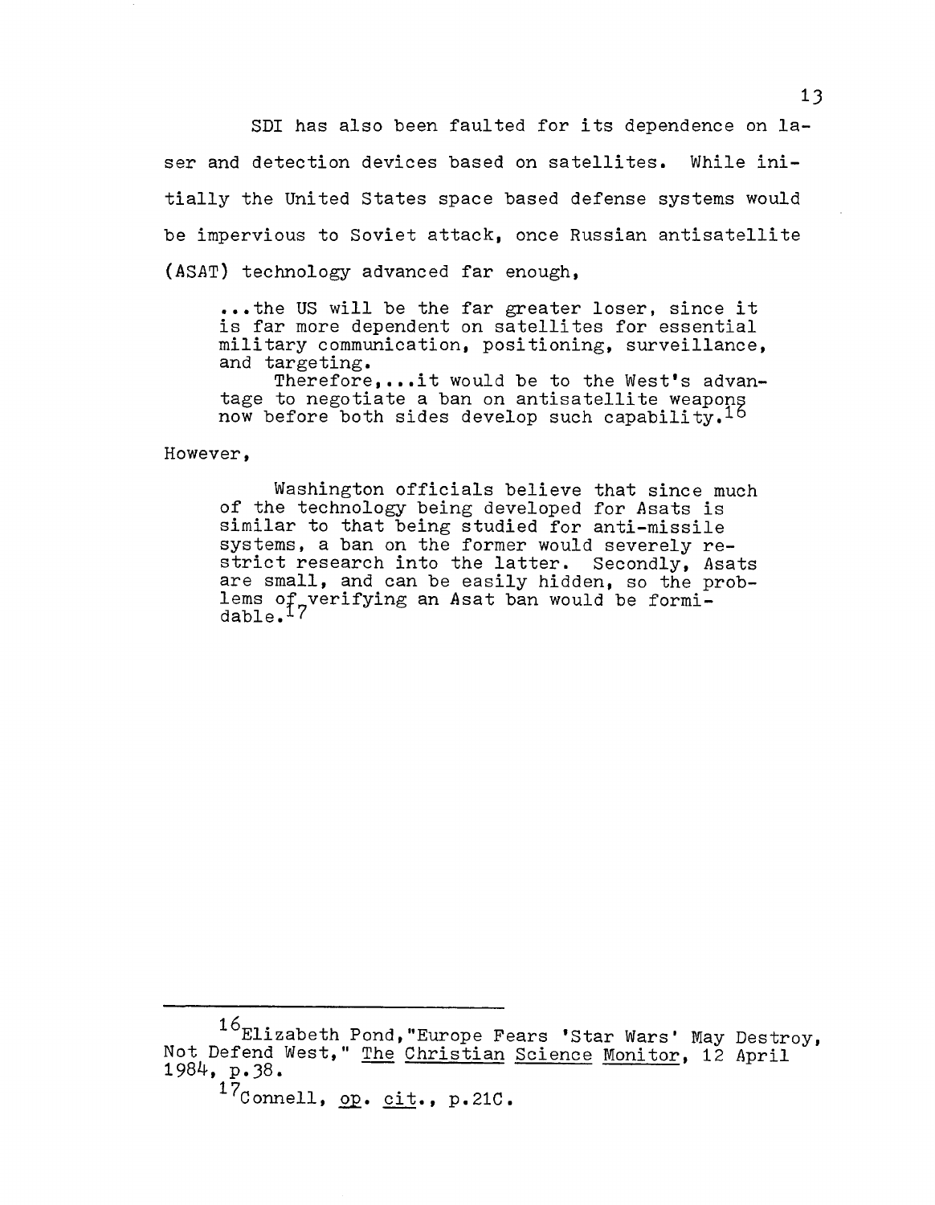SDI has also been faulted for its dependence on laser and detection devices based on satellites. While initially the United States space based defense systems would be impervious to Soviet attack, once Russian antisatellite (ASAT) technology advanced far enough,

> ...the US will be the far greater loser, since it is far more dependent on satellites for essential military communication, positioning, surveillance, and targeting.
>
> Therefore,...it would be to the West's advantage to negotiate a ban on antisatellite weapons now before both sides develop such capability.[16]

However,

> Washington officials believe that since much of the technology being developed for Asats is similar to that being studied for anti-missile systems, a ban on the former would severely restrict research into the latter. Secondly, Asats are small, and can be easily hidden, so the problems of verifying an Asat ban would be formidable.[17]

---

[16] Elizabeth Pond, "Europe Fears 'Star Wars' May Destroy, Not Defend West," The Christian Science Monitor, 12 April 1984, p.38.

[17] Connell, op. cit., p.21C.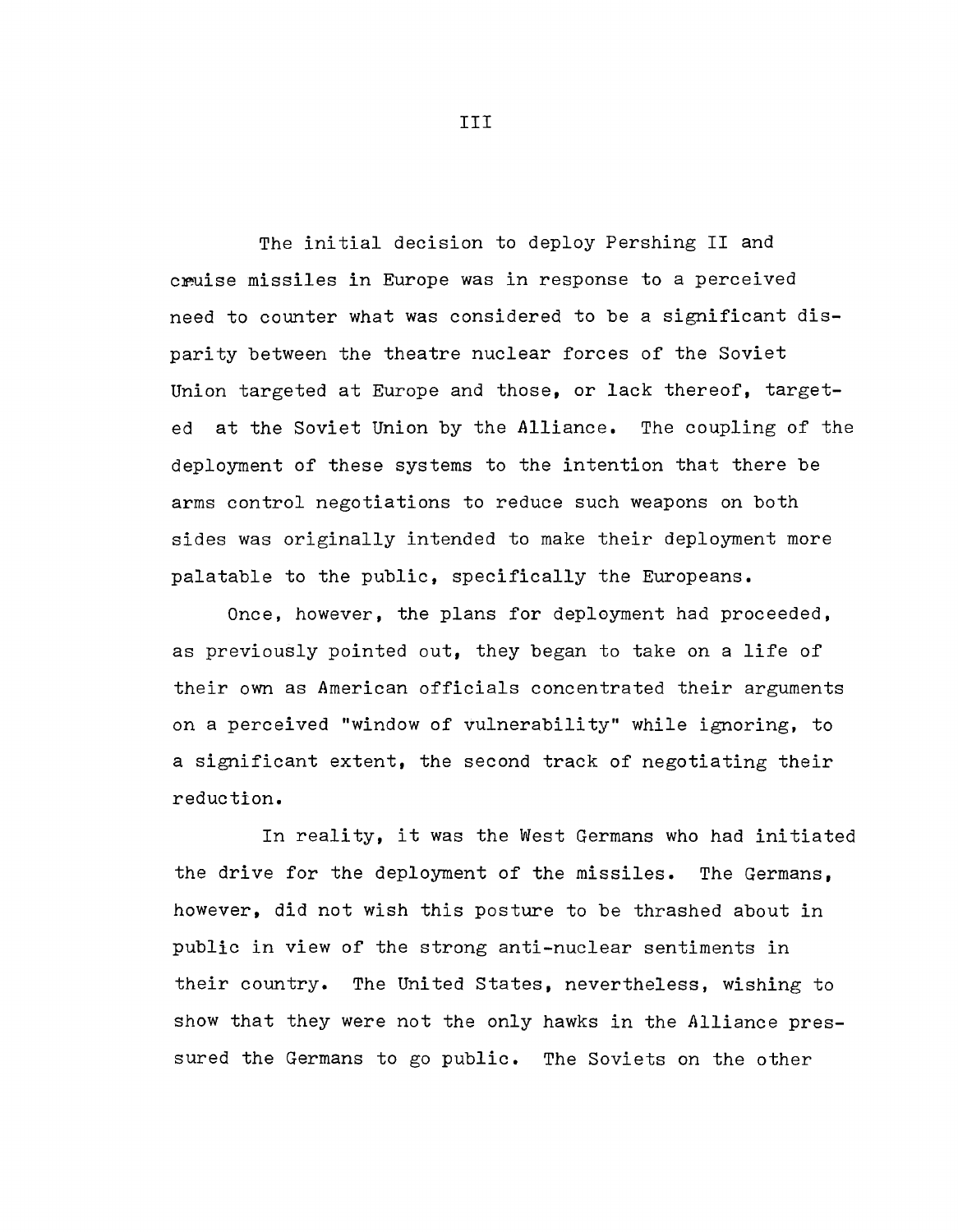# III

The initial decision to deploy Pershing II and cruise missiles in Europe was in response to a perceived need to counter what was considered to be a significant disparity between the theatre nuclear forces of the Soviet Union targeted at Europe and those, or lack thereof, targeted at the Soviet Union by the Alliance. The coupling of the deployment of these systems to the intention that there be arms control negotiations to reduce such weapons on both sides was originally intended to make their deployment more palatable to the public, specifically the Europeans.

Once, however, the plans for deployment had proceeded, as previously pointed out, they began to take on a life of their own as American officials concentrated their arguments on a perceived "window of vulnerability" while ignoring, to a significant extent, the second track of negotiating their reduction.

In reality, it was the West Germans who had initiated the drive for the deployment of the missiles. The Germans, however, did not wish this posture to be thrashed about in public in view of the strong anti-nuclear sentiments in their country. The United States, nevertheless, wishing to show that they were not the only hawks in the Alliance pressured the Germans to go public. The Soviets on the other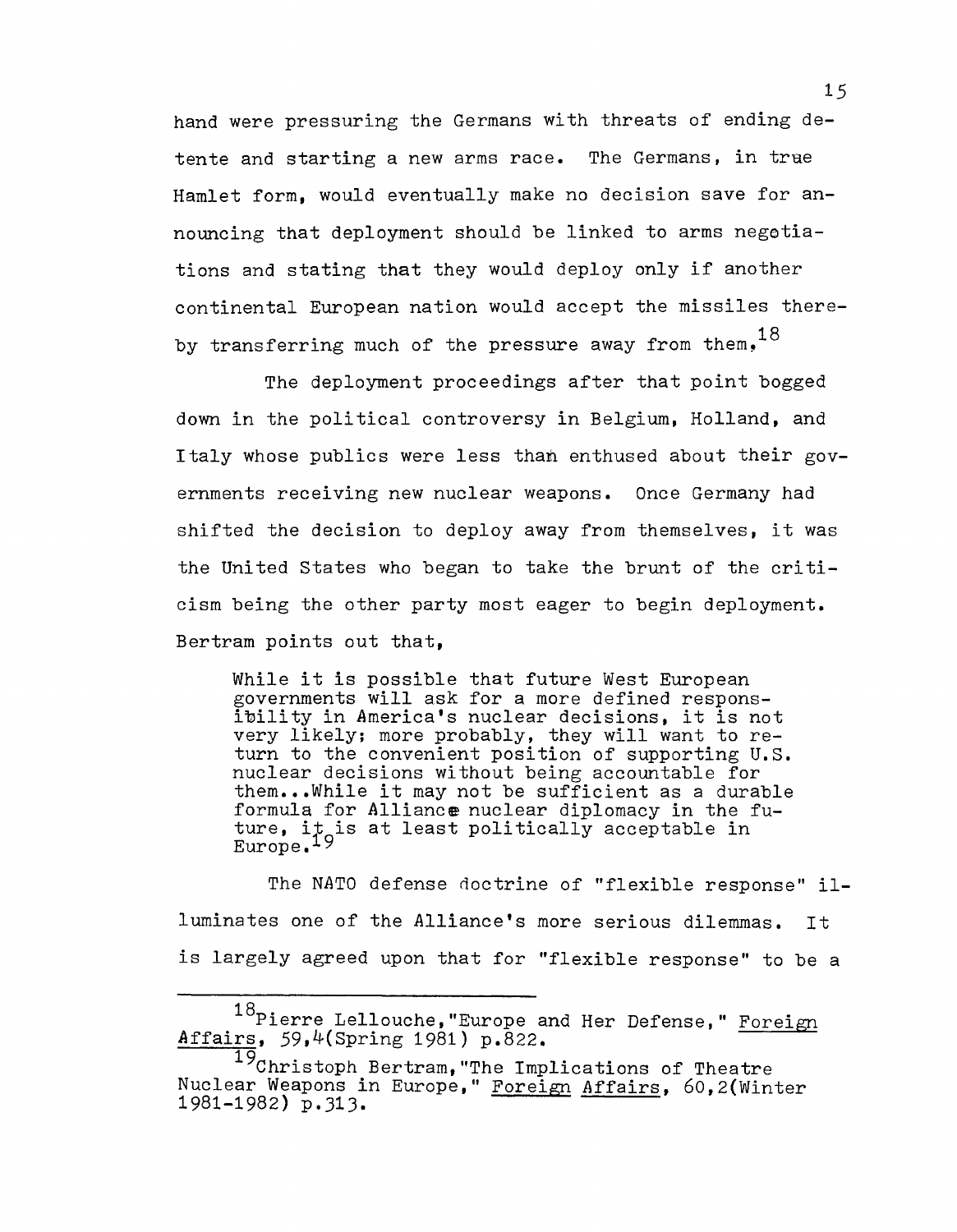hand were pressuring the Germans with threats of ending detente and starting a new arms race. The Germans, in true Hamlet form, would eventually make no decision save for announcing that deployment should be linked to arms negotiations and stating that they would deploy only if another continental European nation would accept the missiles thereby transferring much of the pressure away from them.[18]

The deployment proceedings after that point bogged down in the political controversy in Belgium, Holland, and Italy whose publics were less than enthused about their governments receiving new nuclear weapons. Once Germany had shifted the decision to deploy away from themselves, it was the United States who began to take the brunt of the criticism being the other party most eager to begin deployment. Bertram points out that,

> While it is possible that future West European governments will ask for a more defined responsibility in America's nuclear decisions, it is not very likely; more probably, they will want to return to the convenient position of supporting U.S. nuclear decisions without being accountable for them...While it may not be sufficient as a durable formula for Alliance nuclear diplomacy in the future, it is at least politically acceptable in Europe.[19]

The NATO defense doctrine of "flexible response" illuminates one of the Alliance's more serious dilemmas. It is largely agreed upon that for "flexible response" to be a

---

[18] Pierre Lellouche, "Europe and Her Defense," Foreign Affairs, 59,4(Spring 1981) p.822.

[19] Christoph Bertram, "The Implications of Theatre Nuclear Weapons in Europe," Foreign Affairs, 60,2(Winter 1981-1982) p.313.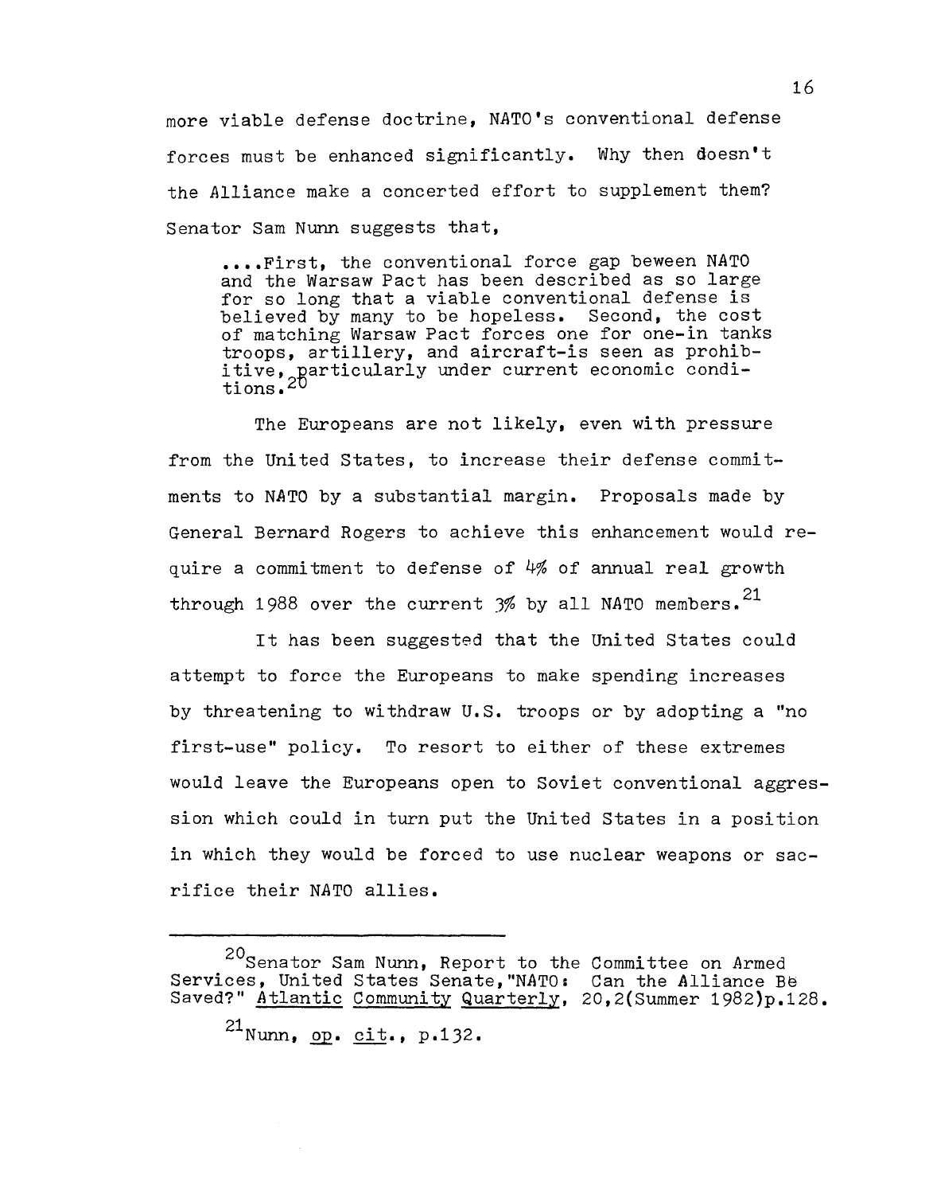more viable defense doctrine, NATO's conventional defense forces must be enhanced significantly. Why then doesn't the Alliance make a concerted effort to supplement them? Senator Sam Nunn suggests that,

> ....First, the conventional force gap beween NATO and the Warsaw Pact has been described as so large for so long that a viable conventional defense is believed by many to be hopeless. Second, the cost of matching Warsaw Pact forces one for one-in tanks troops, artillery, and aircraft-is seen as prohibitive, particularly under current economic conditions.[20]

The Europeans are not likely, even with pressure from the United States, to increase their defense commitments to NATO by a substantial margin. Proposals made by General Bernard Rogers to achieve this enhancement would require a commitment to defense of 4% of annual real growth through 1988 over the current 3% by all NATO members.[21]

It has been suggested that the United States could attempt to force the Europeans to make spending increases by threatening to withdraw U.S. troops or by adopting a "no first-use" policy. To resort to either of these extremes would leave the Europeans open to Soviet conventional aggression which could in turn put the United States in a position in which they would be forced to use nuclear weapons or sacrifice their NATO allies.

---

[20] Senator Sam Nunn, Report to the Committee on Armed Services, United States Senate,"NATO: Can the Alliance Be Saved?" <u>Atlantic Community Quarterly</u>, 20,2(Summer 1982)p.128.

[21] Nunn, <u>op. cit.</u>, p.132.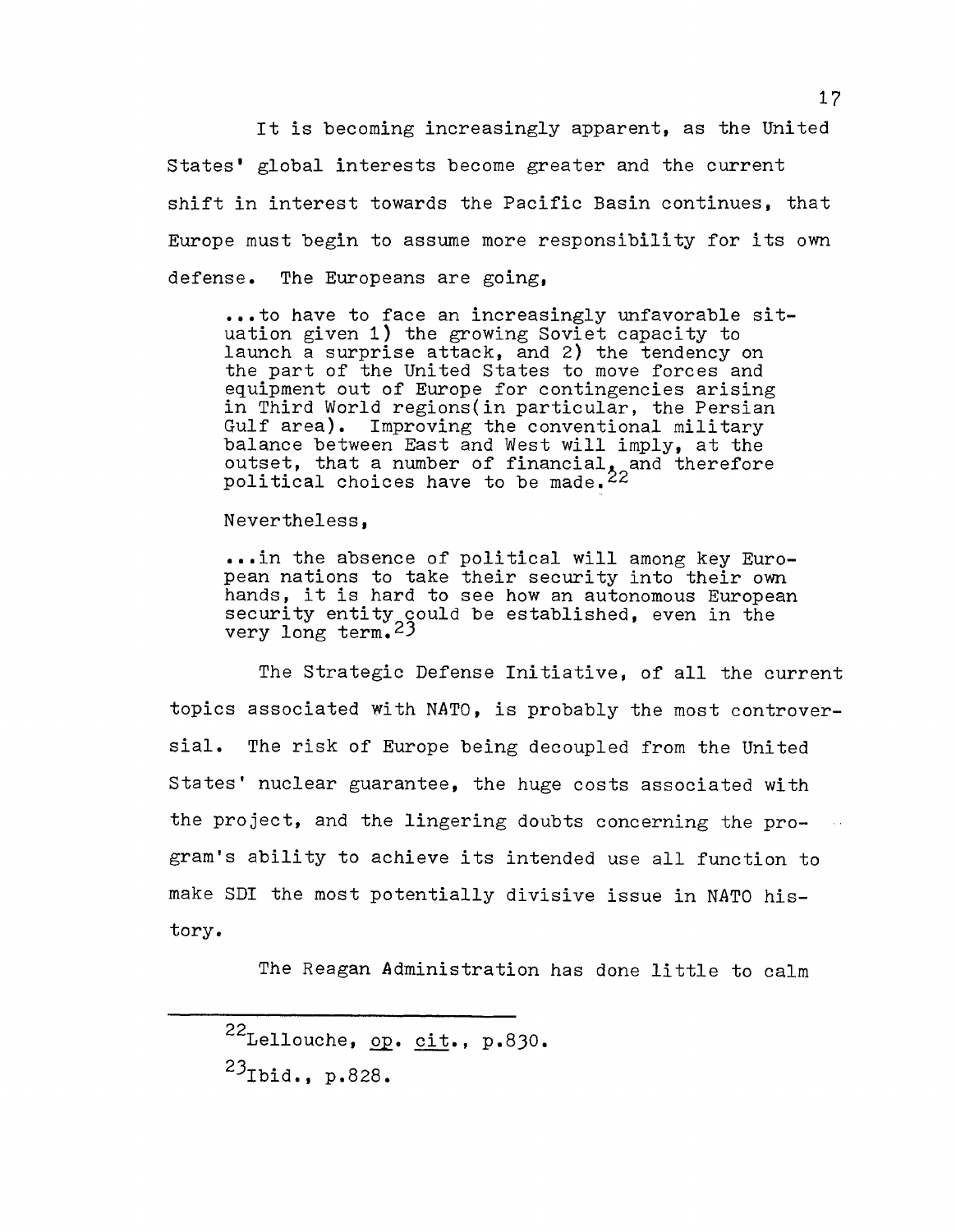It is becoming increasingly apparent, as the United States' global interests become greater and the current shift in interest towards the Pacific Basin continues, that Europe must begin to assume more responsibility for its own defense. The Europeans are going,

> ...to have to face an increasingly unfavorable situation given 1) the growing Soviet capacity to launch a surprise attack, and 2) the tendency on the part of the United States to move forces and equipment out of Europe for contingencies arising in Third World regions(in particular, the Persian Gulf area). Improving the conventional military balance between East and West will imply, at the outset, that a number of financial, and therefore political choices have to be made.[22]

Nevertheless,

> ...in the absence of political will among key European nations to take their security into their own hands, it is hard to see how an autonomous European security entity could be established, even in the very long term.[23]

The Strategic Defense Initiative, of all the current topics associated with NATO, is probably the most controversial. The risk of Europe being decoupled from the United States' nuclear guarantee, the huge costs associated with the project, and the lingering doubts concerning the program's ability to achieve its intended use all function to make SDI the most potentially divisive issue in NATO history.

The Reagan Administration has done little to calm

---

[22] Lellouche, op. cit., p.830.

[23] Ibid., p.828.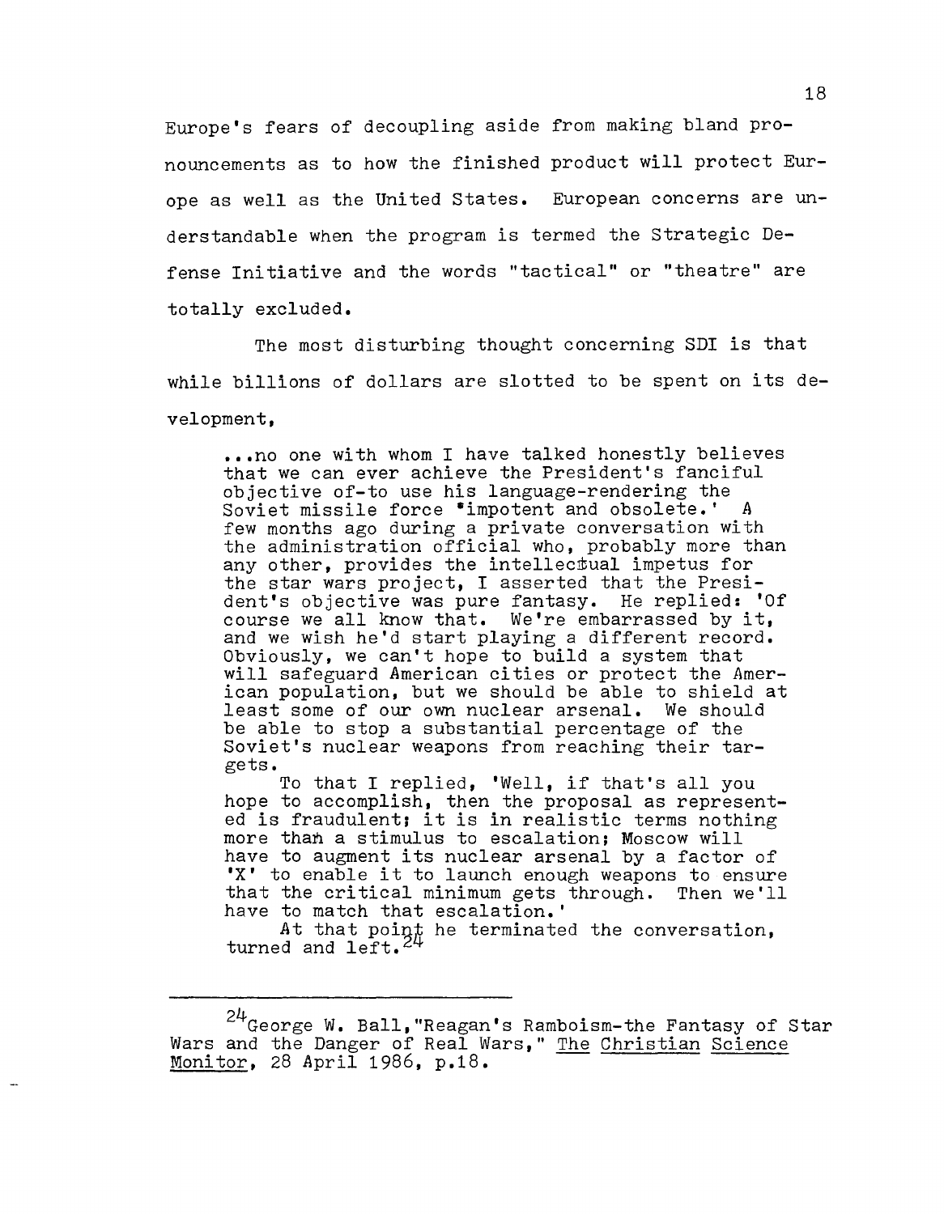Europe's fears of decoupling aside from making bland pronouncements as to how the finished product will protect Europe as well as the United States. European concerns are understandable when the program is termed the Strategic Defense Initiative and the words "tactical" or "theatre" are totally excluded.

The most disturbing thought concerning SDI is that while billions of dollars are slotted to be spent on its development,

> ...no one with whom I have talked honestly believes that we can ever achieve the President's fanciful objective of-to use his language-rendering the Soviet missile force 'impotent and obsolete.' A few months ago during a private conversation with the administration official who, probably more than any other, provides the intellectual impetus for the star wars project, I asserted that the President's objective was pure fantasy. He replied: 'Of course we all know that. We're embarrassed by it, and we wish he'd start playing a different record. Obviously, we can't hope to build a system that will safeguard American cities or protect the American population, but we should be able to shield at least some of our own nuclear arsenal. We should be able to stop a substantial percentage of the Soviet's nuclear weapons from reaching their targets.
>
> To that I replied, 'Well, if that's all you hope to accomplish, then the proposal as represented is fraudulent; it is in realistic terms nothing more than a stimulus to escalation; Moscow will have to augment its nuclear arsenal by a factor of 'X' to enable it to launch enough weapons to ensure that the critical minimum gets through. Then we'll have to match that escalation.'
>
> At that point he terminated the conversation, turned and left.[24]

---

[24] George W. Ball, "Reagan's Ramboism-the Fantasy of Star Wars and the Danger of Real Wars," The Christian Science Monitor, 28 April 1986, p.18.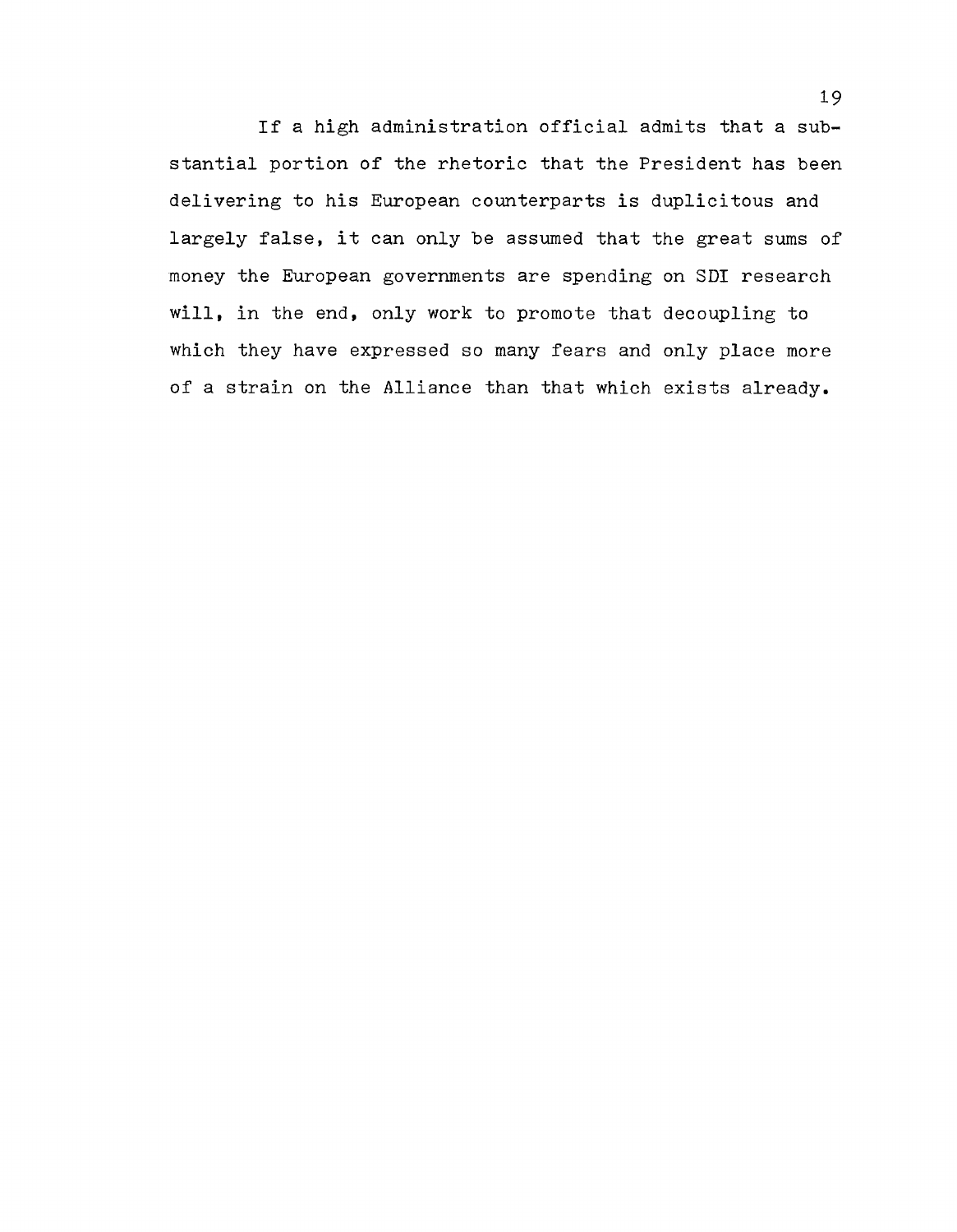If a high administration official admits that a substantial portion of the rhetoric that the President has been delivering to his European counterparts is duplicitous and largely false, it can only be assumed that the great sums of money the European governments are spending on SDI research will, in the end, only work to promote that decoupling to which they have expressed so many fears and only place more of a strain on the Alliance than that which exists already.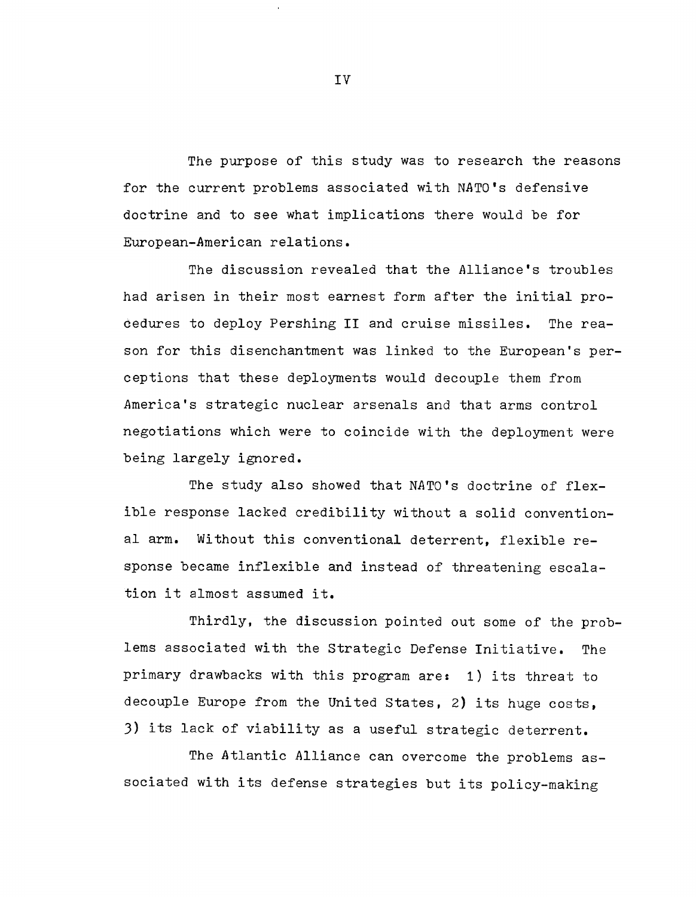# IV

The purpose of this study was to research the reasons for the current problems associated with NATO's defensive doctrine and to see what implications there would be for European-American relations.

The discussion revealed that the Alliance's troubles had arisen in their most earnest form after the initial procedures to deploy Pershing II and cruise missiles. The reason for this disenchantment was linked to the European's perceptions that these deployments would decouple them from America's strategic nuclear arsenals and that arms control negotiations which were to coincide with the deployment were being largely ignored.

The study also showed that NATO's doctrine of flexible response lacked credibility without a solid conventional arm. Without this conventional deterrent, flexible response became inflexible and instead of threatening escalation it almost assumed it.

Thirdly, the discussion pointed out some of the problems associated with the Strategic Defense Initiative. The primary drawbacks with this program are: 1) its threat to decouple Europe from the United States, 2) its huge costs, 3) its lack of viability as a useful strategic deterrent.

The Atlantic Alliance can overcome the problems associated with its defense strategies but its policy-making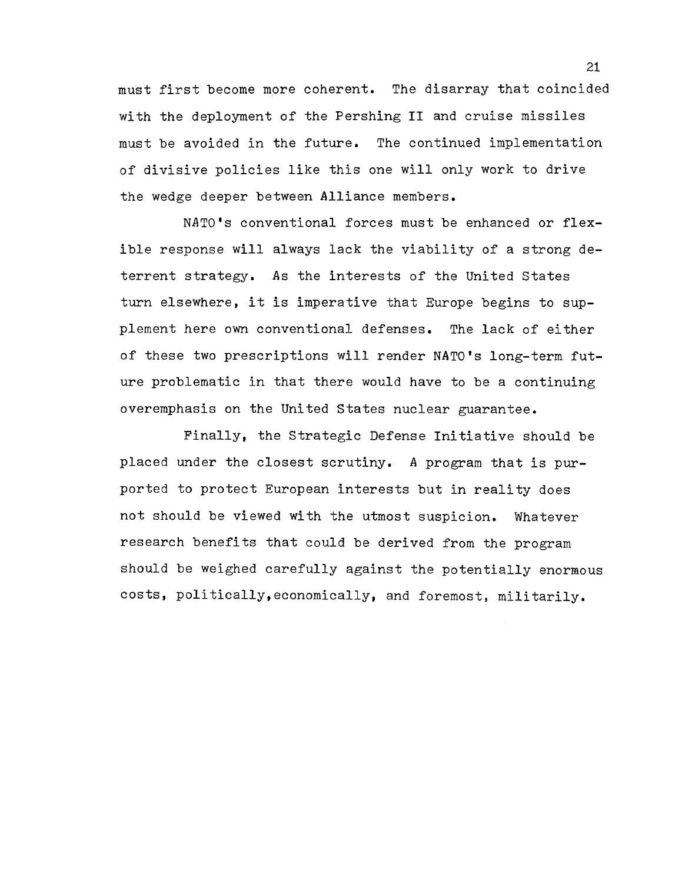must first become more coherent. The disarray that coincided with the deployment of the Pershing II and cruise missiles must be avoided in the future. The continued implementation of divisive policies like this one will only work to drive the wedge deeper between Alliance members.

NATO's conventional forces must be enhanced or flexible response will always lack the viability of a strong deterrent strategy. As the interests of the United States turn elsewhere, it is imperative that Europe begins to supplement here own conventional defenses. The lack of either of these two prescriptions will render NATO's long-term future problematic in that there would have to be a continuing overemphasis on the United States nuclear guarantee.

Finally, the Strategic Defense Initiative should be placed under the closest scrutiny. A program that is purported to protect European interests but in reality does not should be viewed with the utmost suspicion. Whatever research benefits that could be derived from the program should be weighed carefully against the potentially enormous costs, politically,economically, and foremost, militarily.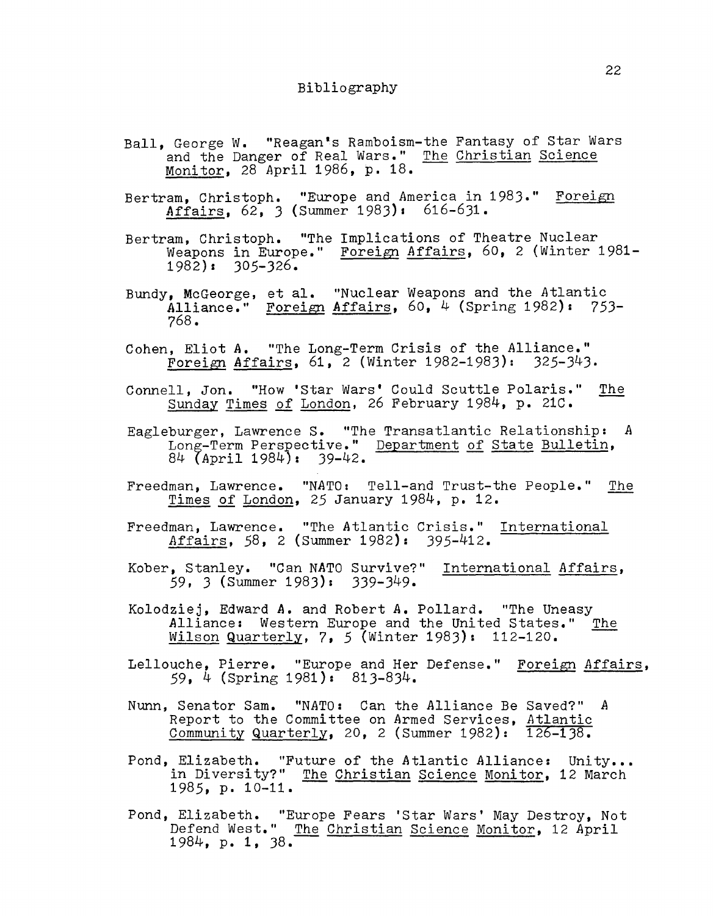# Bibliography

Ball, George W. "Reagan's Ramboism-the Fantasy of Star Wars and the Danger of Real Wars." The Christian Science Monitor, 28 April 1986, p. 18.

Bertram, Christoph. "Europe and America in 1983." Foreign Affairs, 62, 3 (Summer 1983): 616-631.

Bertram, Christoph. "The Implications of Theatre Nuclear Weapons in Europe." Foreign Affairs, 60, 2 (Winter 1981-1982): 305-326.

Bundy, McGeorge, et al. "Nuclear Weapons and the Atlantic Alliance." Foreign Affairs, 60, 4 (Spring 1982): 753-768.

Cohen, Eliot A. "The Long-Term Crisis of the Alliance." Foreign Affairs, 61, 2 (Winter 1982-1983): 325-343.

Connell, Jon. "How 'Star Wars' Could Scuttle Polaris." The Sunday Times of London, 26 February 1984, p. 21C.

Eagleburger, Lawrence S. "The Transatlantic Relationship: A Long-Term Perspective." Department of State Bulletin, 84 (April 1984): 39-42.

Freedman, Lawrence. "NATO: Tell-and Trust-the People." The Times of London, 25 January 1984, p. 12.

Freedman, Lawrence. "The Atlantic Crisis." International Affairs, 58, 2 (Summer 1982): 395-412.

Kober, Stanley. "Can NATO Survive?" International Affairs, 59, 3 (Summer 1983): 339-349.

Kolodziej, Edward A. and Robert A. Pollard. "The Uneasy Alliance: Western Europe and the United States." The Wilson Quarterly, 7, 5 (Winter 1983): 112-120.

Lellouche, Pierre. "Europe and Her Defense." Foreign Affairs, 59, 4 (Spring 1981): 813-834.

Nunn, Senator Sam. "NATO: Can the Alliance Be Saved?" A Report to the Committee on Armed Services, Atlantic Community Quarterly, 20, 2 (Summer 1982): 126-138.

Pond, Elizabeth. "Future of the Atlantic Alliance: Unity... in Diversity?" The Christian Science Monitor, 12 March 1985, p. 10-11.

Pond, Elizabeth. "Europe Fears 'Star Wars' May Destroy, Not Defend West." The Christian Science Monitor, 12 April 1984, p. 1, 38.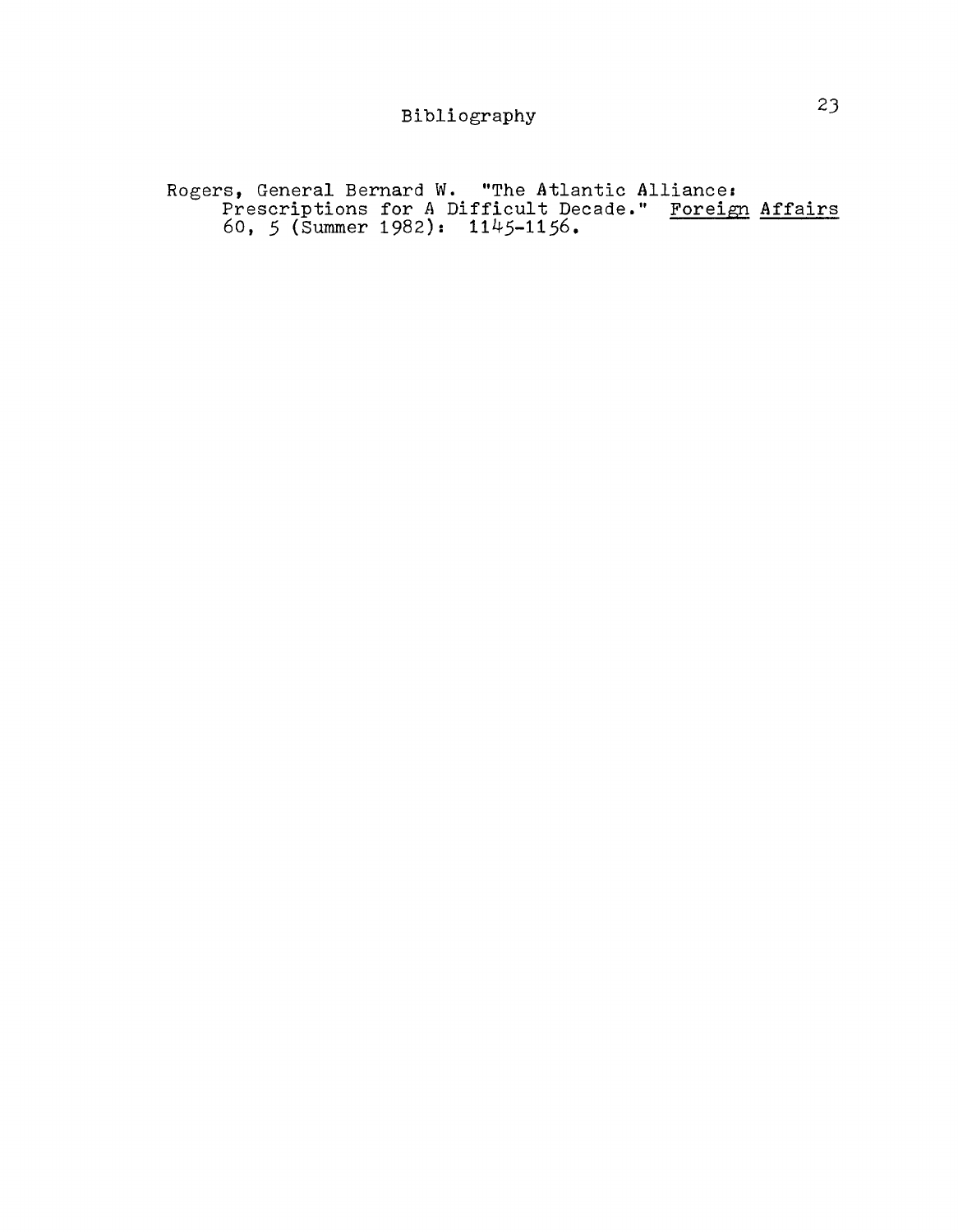# Bibliography

Rogers, General Bernard W. "The Atlantic Alliance: Prescriptions for A Difficult Decade." Foreign Affairs 60, 5 (Summer 1982): 1145-1156.